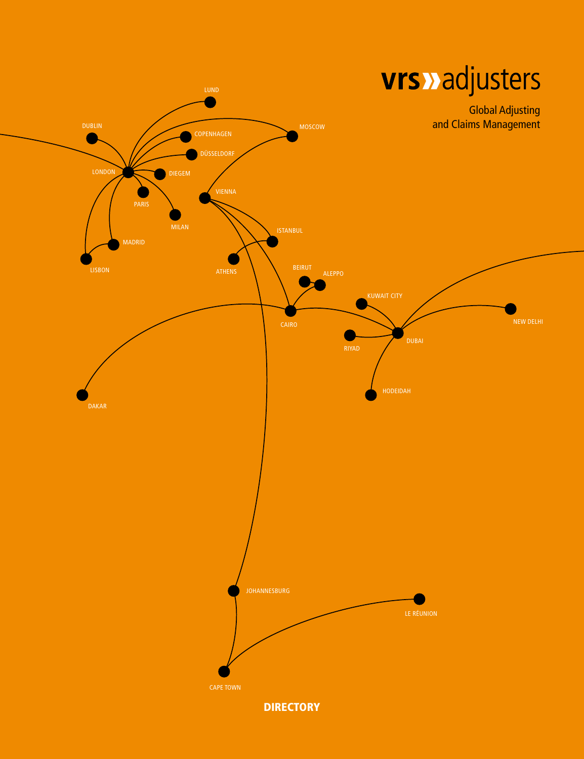# vrs» adjusters

Global Adjusting and Claims Management

LUND

DUBLIN

COPENHAGEN

MOSCOW

DÜSSELDORF

LONDON

DIEGEM

VIENNA

PARIS

MILAN

ISTANBUL

MADRID

LISBON

ATHENS

BEIRUT

ALEPPO

KUWAIT CITY

CAIRO

NEW DELHI

RIYAD

DUBAI

HODEIDAH

DAKAR

JOHANNESBURG

LE RÉUNION

CAPE TOWN

**DIRECTORY**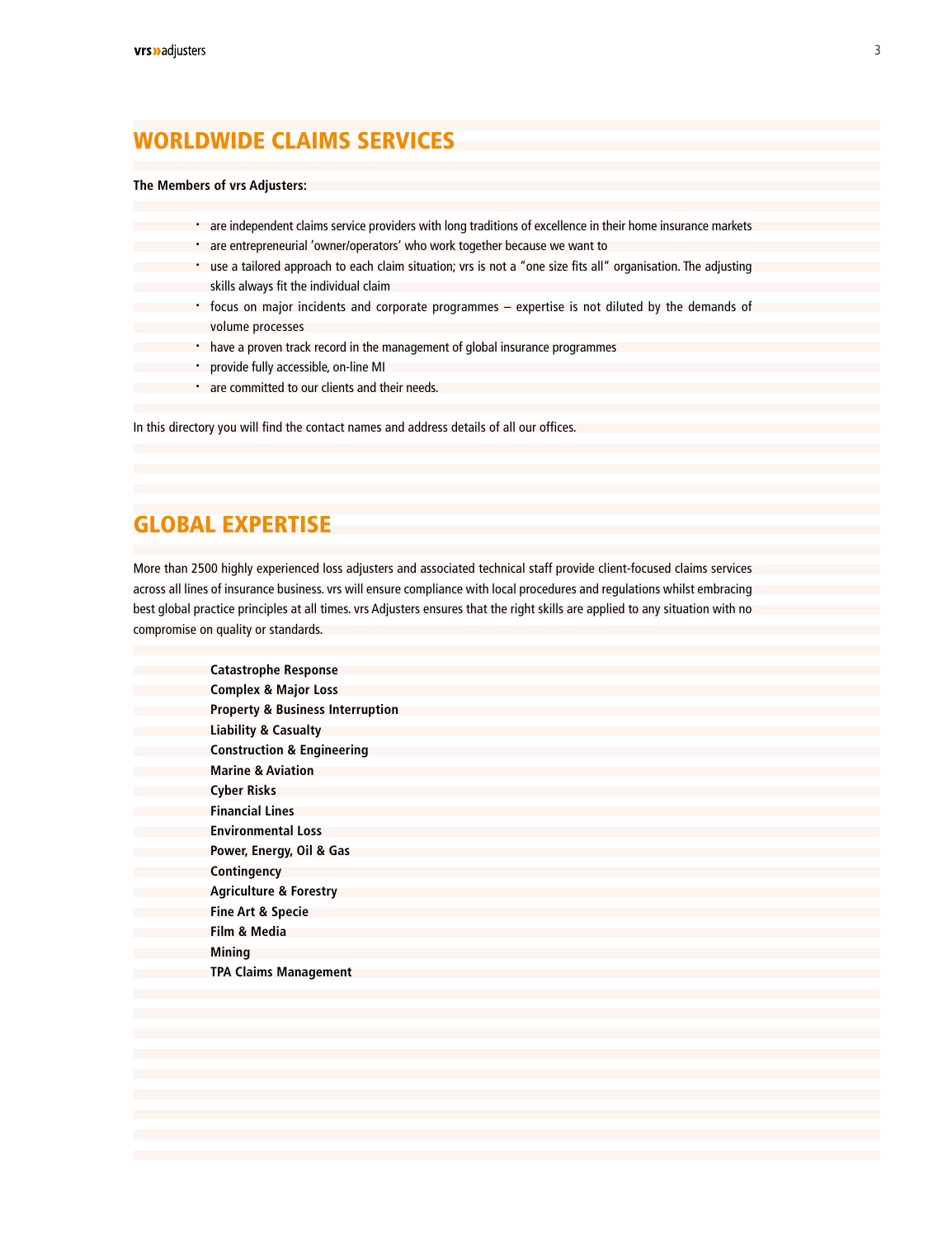## WORLDWIDE CLAIMS SERVICES

**The Members of vrs Adjusters:**

- are independent claims service providers with long traditions of excellence in their home insurance markets
- are entrepreneurial 'owner/operators' who work together because we want to
- use a tailored approach to each claim situation; vrs is not a "one size fits all" organisation. The adjusting skills always fit the individual claim
- focus on major incidents and corporate programmes – expertise is not diluted by the demands of volume processes
- have a proven track record in the management of global insurance programmes
- provide fully accessible, on-line MI
- are committed to our clients and their needs.

In this directory you will find the contact names and address details of all our offices.

## GLOBAL EXPERTISE

More than 2500 highly experienced loss adjusters and associated technical staff provide client-focused claims services across all lines of insurance business. vrs will ensure compliance with local procedures and regulations whilst embracing best global practice principles at all times. vrs Adjusters ensures that the right skills are applied to any situation with no compromise on quality or standards.

**Catastrophe Response**
**Complex & Major Loss**
**Property & Business Interruption**
**Liability & Casualty**
**Construction & Engineering**
**Marine & Aviation**
**Cyber Risks**
**Financial Lines**
**Environmental Loss**
**Power, Energy, Oil & Gas**
**Contingency**
**Agriculture & Forestry**
**Fine Art & Specie**
**Film & Media**
**Mining**
**TPA Claims Management**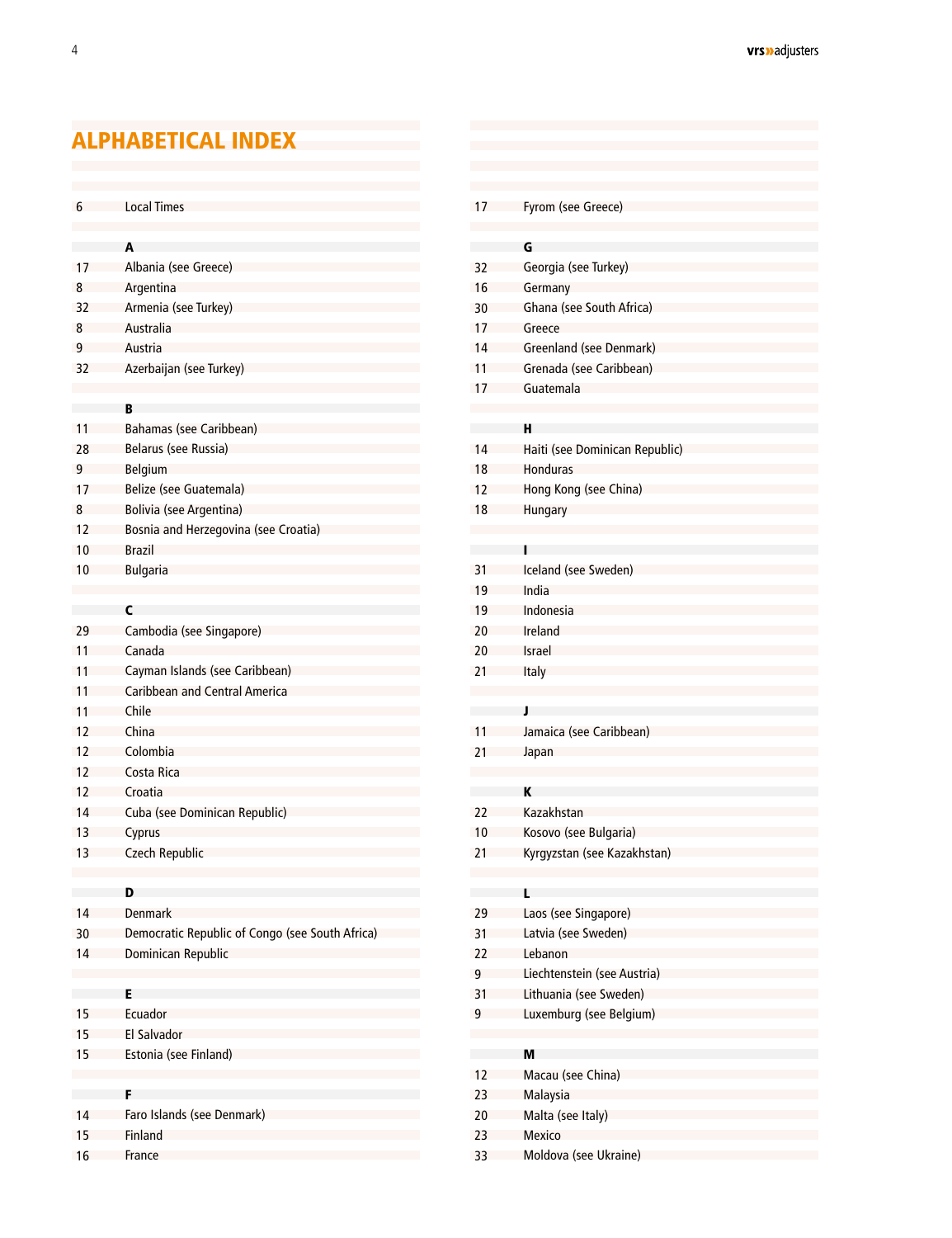# ALPHABETICAL INDEX

| | |
|---|---|
| 6 | Local Times |

**A**

| | |
|---|---|
| 17 | Albania (see Greece) |
| 8 | Argentina |
| 32 | Armenia (see Turkey) |
| 8 | Australia |
| 9 | Austria |
| 32 | Azerbaijan (see Turkey) |

**B**

| | |
|---|---|
| 11 | Bahamas (see Caribbean) |
| 28 | Belarus (see Russia) |
| 9 | Belgium |
| 17 | Belize (see Guatemala) |
| 8 | Bolivia (see Argentina) |
| 12 | Bosnia and Herzegovina (see Croatia) |
| 10 | Brazil |
| 10 | Bulgaria |

**C**

| | |
|---|---|
| 29 | Cambodia (see Singapore) |
| 11 | Canada |
| 11 | Cayman Islands (see Caribbean) |
| 11 | Caribbean and Central America |
| 11 | Chile |
| 12 | China |
| 12 | Colombia |
| 12 | Costa Rica |
| 12 | Croatia |
| 14 | Cuba (see Dominican Republic) |
| 13 | Cyprus |
| 13 | Czech Republic |

**D**

| | |
|---|---|
| 14 | Denmark |
| 30 | Democratic Republic of Congo (see South Africa) |
| 14 | Dominican Republic |

**E**

| | |
|---|---|
| 15 | Ecuador |
| 15 | El Salvador |
| 15 | Estonia (see Finland) |

**F**

| | |
|---|---|
| 14 | Faro Islands (see Denmark) |
| 15 | Finland |
| 16 | France |
| 17 | Fyrom (see Greece) |

**G**

| | |
|---|---|
| 32 | Georgia (see Turkey) |
| 16 | Germany |
| 30 | Ghana (see South Africa) |
| 17 | Greece |
| 14 | Greenland (see Denmark) |
| 11 | Grenada (see Caribbean) |
| 17 | Guatemala |

**H**

| | |
|---|---|
| 14 | Haiti (see Dominican Republic) |
| 18 | Honduras |
| 12 | Hong Kong (see China) |
| 18 | Hungary |

**I**

| | |
|---|---|
| 31 | Iceland (see Sweden) |
| 19 | India |
| 19 | Indonesia |
| 20 | Ireland |
| 20 | Israel |
| 21 | Italy |

**J**

| | |
|---|---|
| 11 | Jamaica (see Caribbean) |
| 21 | Japan |

**K**

| | |
|---|---|
| 22 | Kazakhstan |
| 10 | Kosovo (see Bulgaria) |
| 21 | Kyrgyzstan (see Kazakhstan) |

**L**

| | |
|---|---|
| 29 | Laos (see Singapore) |
| 31 | Latvia (see Sweden) |
| 22 | Lebanon |
| 9 | Liechtenstein (see Austria) |
| 31 | Lithuania (see Sweden) |
| 9 | Luxemburg (see Belgium) |

**M**

| | |
|---|---|
| 12 | Macau (see China) |
| 23 | Malaysia |
| 20 | Malta (see Italy) |
| 23 | Mexico |
| 33 | Moldova (see Ukraine) |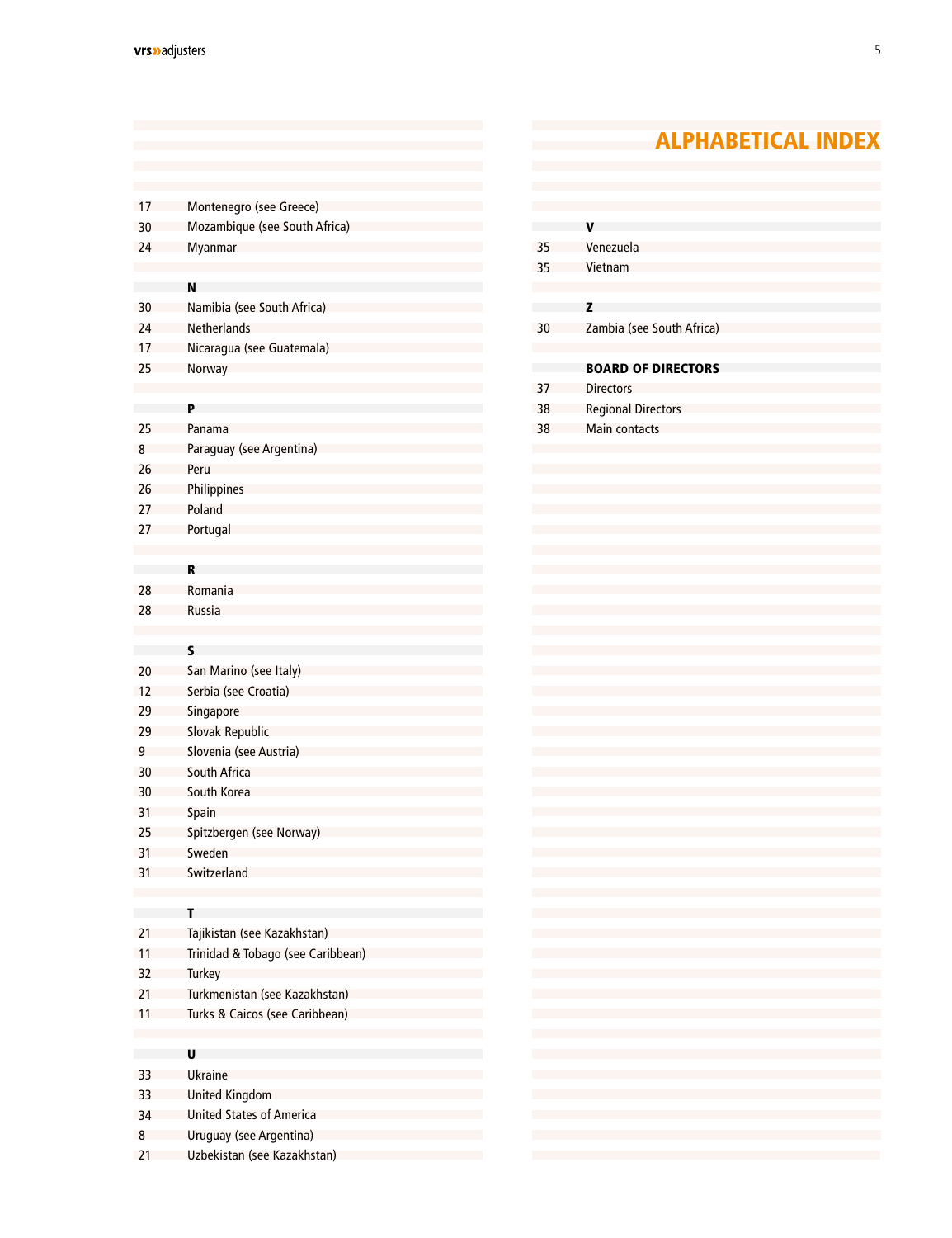# ALPHABETICAL INDEX

| | |
|---|---|
| 17 | Montenegro (see Greece) |
| 30 | Mozambique (see South Africa) |
| 24 | Myanmar |
| | **N** |
| 30 | Namibia (see South Africa) |
| 24 | Netherlands |
| 17 | Nicaragua (see Guatemala) |
| 25 | Norway |
| | **P** |
| 25 | Panama |
| 8 | Paraguay (see Argentina) |
| 26 | Peru |
| 26 | Philippines |
| 27 | Poland |
| 27 | Portugal |
| | **R** |
| 28 | Romania |
| 28 | Russia |
| | **S** |
| 20 | San Marino (see Italy) |
| 12 | Serbia (see Croatia) |
| 29 | Singapore |
| 29 | Slovak Republic |
| 9 | Slovenia (see Austria) |
| 30 | South Africa |
| 30 | South Korea |
| 31 | Spain |
| 25 | Spitzbergen (see Norway) |
| 31 | Sweden |
| 31 | Switzerland |
| | **T** |
| 21 | Tajikistan (see Kazakhstan) |
| 11 | Trinidad & Tobago (see Caribbean) |
| 32 | Turkey |
| 21 | Turkmenistan (see Kazakhstan) |
| 11 | Turks & Caicos (see Caribbean) |
| | **U** |
| 33 | Ukraine |
| 33 | United Kingdom |
| 34 | United States of America |
| 8 | Uruguay (see Argentina) |
| 21 | Uzbekistan (see Kazakhstan) |
| | **V** |
| 35 | Venezuela |
| 35 | Vietnam |
| | **Z** |
| 30 | Zambia (see South Africa) |
| | **BOARD OF DIRECTORS** |
| 37 | Directors |
| 38 | Regional Directors |
| 38 | Main contacts |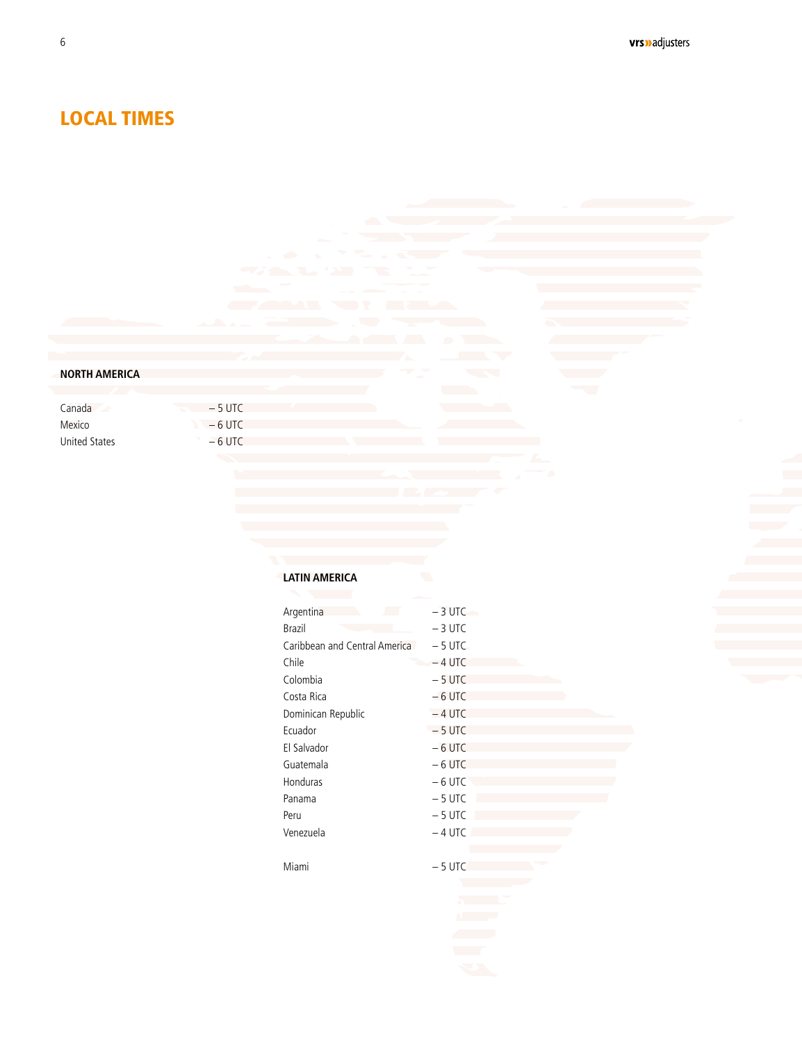# LOCAL TIMES

## NORTH AMERICA

| | |
|---|---|
| Canada | – 5 UTC |
| Mexico | – 6 UTC |
| United States | – 6 UTC |

## LATIN AMERICA

| | |
|---|---|
| Argentina | – 3 UTC |
| Brazil | – 3 UTC |
| Caribbean and Central America | – 5 UTC |
| Chile | – 4 UTC |
| Colombia | – 5 UTC |
| Costa Rica | – 6 UTC |
| Dominican Republic | – 4 UTC |
| Ecuador | – 5 UTC |
| El Salvador | – 6 UTC |
| Guatemala | – 6 UTC |
| Honduras | – 6 UTC |
| Panama | – 5 UTC |
| Peru | – 5 UTC |
| Venezuela | – 4 UTC |
| | |
| Miami | – 5 UTC |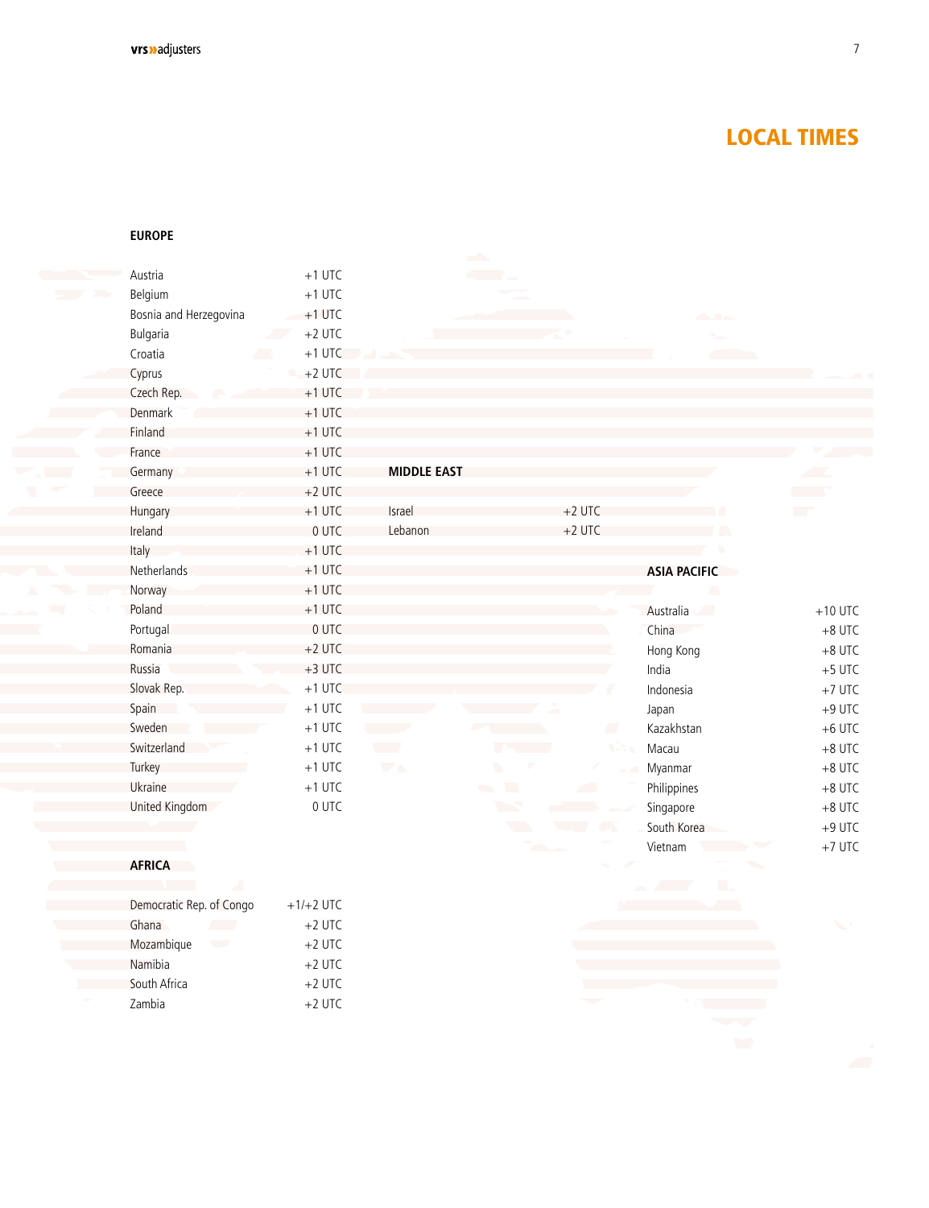# LOCAL TIMES

**EUROPE**

| Country | Time |
|---|---|
| Austria | +1 UTC |
| Belgium | +1 UTC |
| Bosnia and Herzegovina | +1 UTC |
| Bulgaria | +2 UTC |
| Croatia | +1 UTC |
| Cyprus | +2 UTC |
| Czech Rep. | +1 UTC |
| Denmark | +1 UTC |
| Finland | +1 UTC |
| France | +1 UTC |
| Germany | +1 UTC |
| Greece | +2 UTC |
| Hungary | +1 UTC |
| Ireland | 0 UTC |
| Italy | +1 UTC |
| Netherlands | +1 UTC |
| Norway | +1 UTC |
| Poland | +1 UTC |
| Portugal | 0 UTC |
| Romania | +2 UTC |
| Russia | +3 UTC |
| Slovak Rep. | +1 UTC |
| Spain | +1 UTC |
| Sweden | +1 UTC |
| Switzerland | +1 UTC |
| Turkey | +1 UTC |
| Ukraine | +1 UTC |
| United Kingdom | 0 UTC |

**AFRICA**

| Country | Time |
|---|---|
| Democratic Rep. of Congo | +1/+2 UTC |
| Ghana | +2 UTC |
| Mozambique | +2 UTC |
| Namibia | +2 UTC |
| South Africa | +2 UTC |
| Zambia | +2 UTC |

**MIDDLE EAST**

| Country | Time |
|---|---|
| Israel | +2 UTC |
| Lebanon | +2 UTC |

**ASIA PACIFIC**

| Country | Time |
|---|---|
| Australia | +10 UTC |
| China | +8 UTC |
| Hong Kong | +8 UTC |
| India | +5 UTC |
| Indonesia | +7 UTC |
| Japan | +9 UTC |
| Kazakhstan | +6 UTC |
| Macau | +8 UTC |
| Myanmar | +8 UTC |
| Philippines | +8 UTC |
| Singapore | +8 UTC |
| South Korea | +9 UTC |
| Vietnam | +7 UTC |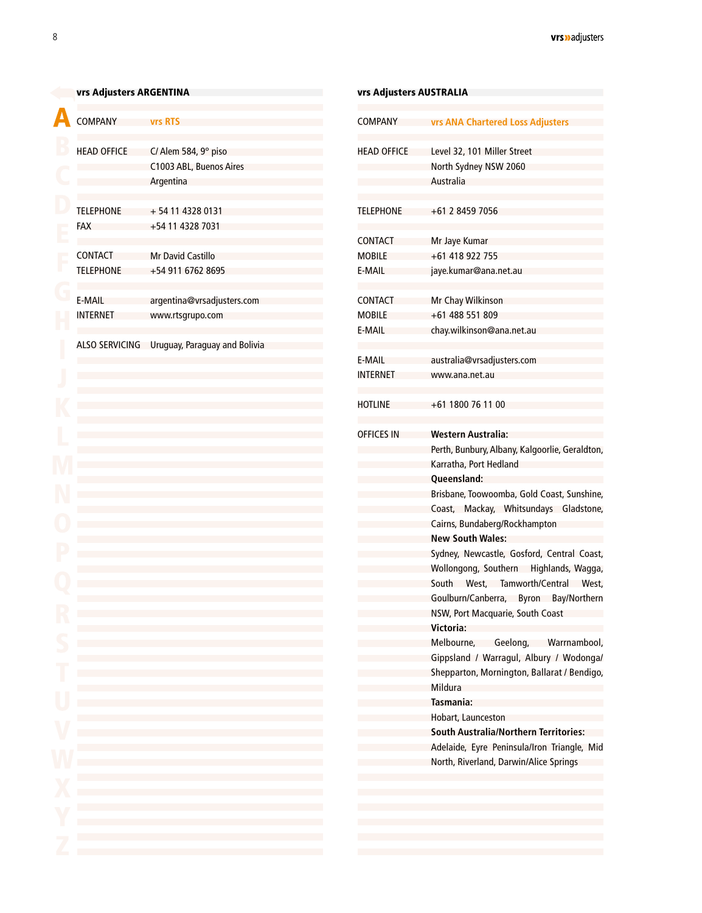## vrs Adjusters ARGENTINA

| | |
|---|---|
| COMPANY | **vrs RTS** |
| HEAD OFFICE | C/ Alem 584, 9° piso<br>C1003 ABL, Buenos Aires<br>Argentina |
| TELEPHONE | + 54 11 4328 0131 |
| FAX | +54 11 4328 7031 |
| CONTACT | Mr David Castillo |
| TELEPHONE | +54 911 6762 8695 |
| E-MAIL | argentina@vrsadjusters.com |
| INTERNET | www.rtsgrupo.com |
| ALSO SERVICING | Uruguay, Paraguay and Bolivia |

## vrs Adjusters AUSTRALIA

| | |
|---|---|
| COMPANY | **vrs ANA Chartered Loss Adjusters** |
| HEAD OFFICE | Level 32, 101 Miller Street<br>North Sydney NSW 2060<br>Australia |
| TELEPHONE | +61 2 8459 7056 |
| CONTACT | Mr Jaye Kumar |
| MOBILE | +61 418 922 755 |
| E-MAIL | jaye.kumar@ana.net.au |
| CONTACT | Mr Chay Wilkinson |
| MOBILE | +61 488 551 809 |
| E-MAIL | chay.wilkinson@ana.net.au |
| E-MAIL | australia@vrsadjusters.com |
| INTERNET | www.ana.net.au |
| HOTLINE | +61 1800 76 11 00 |
| OFFICES IN | **Western Australia:**<br>Perth, Bunbury, Albany, Kalgoorlie, Geraldton, Karratha, Port Hedland<br>**Queensland:**<br>Brisbane, Toowoomba, Gold Coast, Sunshine, Coast, Mackay, Whitsundays Gladstone, Cairns, Bundaberg/Rockhampton<br>**New South Wales:**<br>Sydney, Newcastle, Gosford, Central Coast, Wollongong, Southern Highlands, Wagga, South West, Tamworth/Central West, Goulburn/Canberra, Byron Bay/Northern NSW, Port Macquarie, South Coast<br>**Victoria:**<br>Melbourne, Geelong, Warrnambool, Gippsland / Warragul, Albury / Wodonga/ Shepparton, Mornington, Ballarat / Bendigo, Mildura<br>**Tasmania:**<br>Hobart, Launceston<br>**South Australia/Northern Territories:**<br>Adelaide, Eyre Peninsula/Iron Triangle, Mid North, Riverland, Darwin/Alice Springs |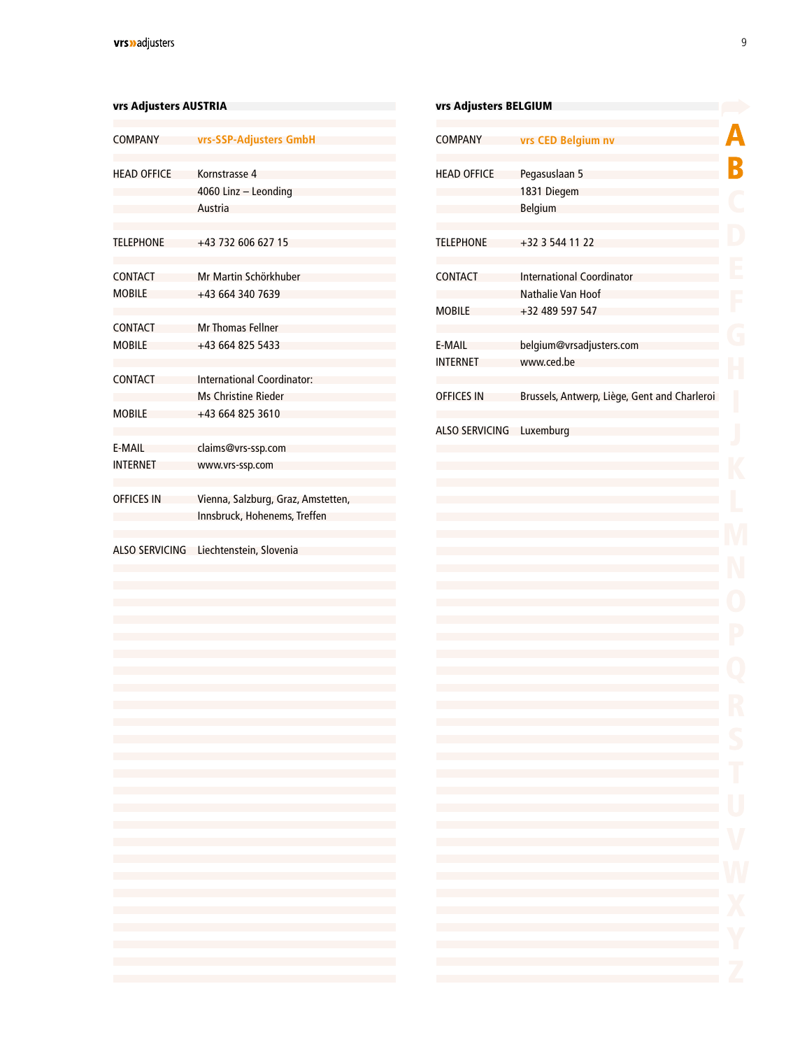## vrs Adjusters AUSTRIA

| | |
|---|---|
| COMPANY | **vrs-SSP-Adjusters GmbH** |
| HEAD OFFICE | Kornstrasse 4<br>4060 Linz – Leonding<br>Austria |
| TELEPHONE | +43 732 606 627 15 |
| CONTACT | Mr Martin Schörkhuber |
| MOBILE | +43 664 340 7639 |
| CONTACT | Mr Thomas Fellner |
| MOBILE | +43 664 825 5433 |
| CONTACT | International Coordinator:<br>Ms Christine Rieder |
| MOBILE | +43 664 825 3610 |
| E-MAIL | claims@vrs-ssp.com |
| INTERNET | www.vrs-ssp.com |
| OFFICES IN | Vienna, Salzburg, Graz, Amstetten, Innsbruck, Hohenems, Treffen |
| ALSO SERVICING | Liechtenstein, Slovenia |

## vrs Adjusters BELGIUM

| | |
|---|---|
| COMPANY | **vrs CED Belgium nv** |
| HEAD OFFICE | Pegasuslaan 5<br>1831 Diegem<br>Belgium |
| TELEPHONE | +32 3 544 11 22 |
| CONTACT | International Coordinator<br>Nathalie Van Hoof |
| MOBILE | +32 489 597 547 |
| E-MAIL | belgium@vrsadjusters.com |
| INTERNET | www.ced.be |
| OFFICES IN | Brussels, Antwerp, Liège, Gent and Charleroi |
| ALSO SERVICING | Luxemburg |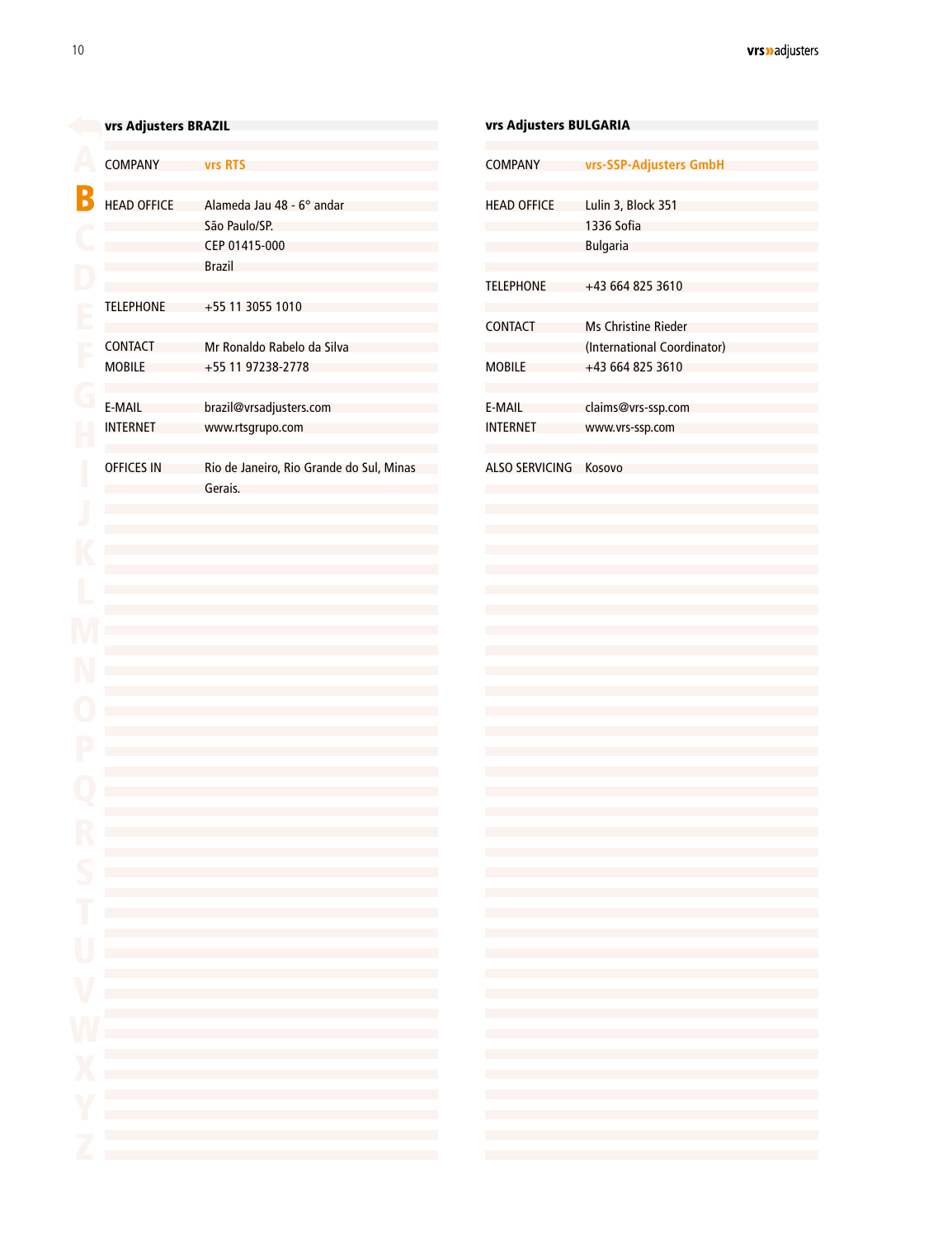## vrs Adjusters BRAZIL

| | |
|---|---|
| COMPANY | **vrs RTS** |
| HEAD OFFICE | Alameda Jau 48 - 6° andar<br>São Paulo/SP.<br>CEP 01415-000<br>Brazil |
| TELEPHONE | +55 11 3055 1010 |
| CONTACT | Mr Ronaldo Rabelo da Silva |
| MOBILE | +55 11 97238-2778 |
| E-MAIL | brazil@vrsadjusters.com |
| INTERNET | www.rtsgrupo.com |
| OFFICES IN | Rio de Janeiro, Rio Grande do Sul, Minas Gerais. |

## vrs Adjusters BULGARIA

| | |
|---|---|
| COMPANY | **vrs-SSP-Adjusters GmbH** |
| HEAD OFFICE | Lulin 3, Block 351<br>1336 Sofia<br>Bulgaria |
| TELEPHONE | +43 664 825 3610 |
| CONTACT | Ms Christine Rieder<br>(International Coordinator) |
| MOBILE | +43 664 825 3610 |
| E-MAIL | claims@vrs-ssp.com |
| INTERNET | www.vrs-ssp.com |
| ALSO SERVICING | Kosovo |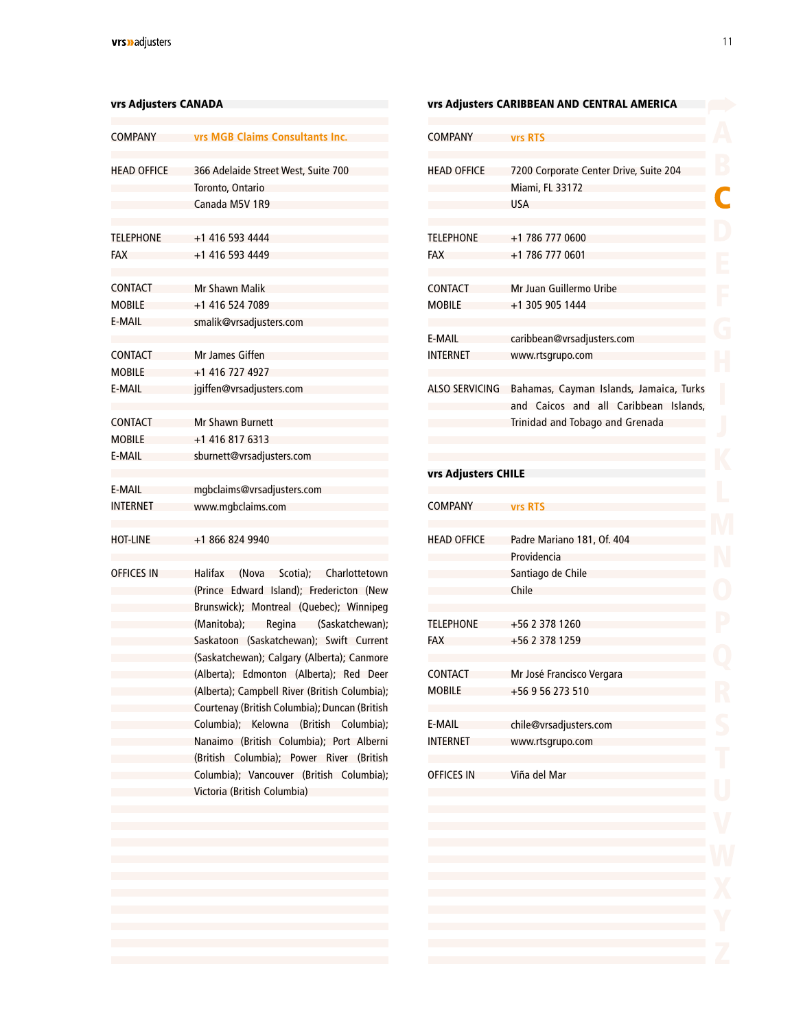## vrs Adjusters CANADA

| | |
|---|---|
| COMPANY | vrs MGB Claims Consultants Inc. |
| HEAD OFFICE | 366 Adelaide Street West, Suite 700<br>Toronto, Ontario<br>Canada M5V 1R9 |
| TELEPHONE | +1 416 593 4444 |
| FAX | +1 416 593 4449 |
| CONTACT | Mr Shawn Malik |
| MOBILE | +1 416 524 7089 |
| E-MAIL | smalik@vrsadjusters.com |
| CONTACT | Mr James Giffen |
| MOBILE | +1 416 727 4927 |
| E-MAIL | jgiffen@vrsadjusters.com |
| CONTACT | Mr Shawn Burnett |
| MOBILE | +1 416 817 6313 |
| E-MAIL | sburnett@vrsadjusters.com |
| E-MAIL | mgbclaims@vrsadjusters.com |
| INTERNET | www.mgbclaims.com |
| HOT-LINE | +1 866 824 9940 |
| OFFICES IN | Halifax (Nova Scotia); Charlottetown (Prince Edward Island); Fredericton (New Brunswick); Montreal (Quebec); Winnipeg (Manitoba); Regina (Saskatchewan); Saskatoon (Saskatchewan); Swift Current (Saskatchewan); Calgary (Alberta); Canmore (Alberta); Edmonton (Alberta); Red Deer (Alberta); Campbell River (British Columbia); Courtenay (British Columbia); Duncan (British Columbia); Kelowna (British Columbia); Nanaimo (British Columbia); Port Alberni (British Columbia); Power River (British Columbia); Vancouver (British Columbia); Victoria (British Columbia) |

## vrs Adjusters CARIBBEAN AND CENTRAL AMERICA

| | |
|---|---|
| COMPANY | vrs RTS |
| HEAD OFFICE | 7200 Corporate Center Drive, Suite 204<br>Miami, FL 33172<br>USA |
| TELEPHONE | +1 786 777 0600 |
| FAX | +1 786 777 0601 |
| CONTACT | Mr Juan Guillermo Uribe |
| MOBILE | +1 305 905 1444 |
| E-MAIL | caribbean@vrsadjusters.com |
| INTERNET | www.rtsgrupo.com |
| ALSO SERVICING | Bahamas, Cayman Islands, Jamaica, Turks and Caicos and all Caribbean Islands, Trinidad and Tobago and Grenada |

## vrs Adjusters CHILE

| | |
|---|---|
| COMPANY | vrs RTS |
| HEAD OFFICE | Padre Mariano 181, Of. 404<br>Providencia<br>Santiago de Chile<br>Chile |
| TELEPHONE | +56 2 378 1260 |
| FAX | +56 2 378 1259 |
| CONTACT | Mr José Francisco Vergara |
| MOBILE | +56 9 56 273 510 |
| E-MAIL | chile@vrsadjusters.com |
| INTERNET | www.rtsgrupo.com |
| OFFICES IN | Viña del Mar |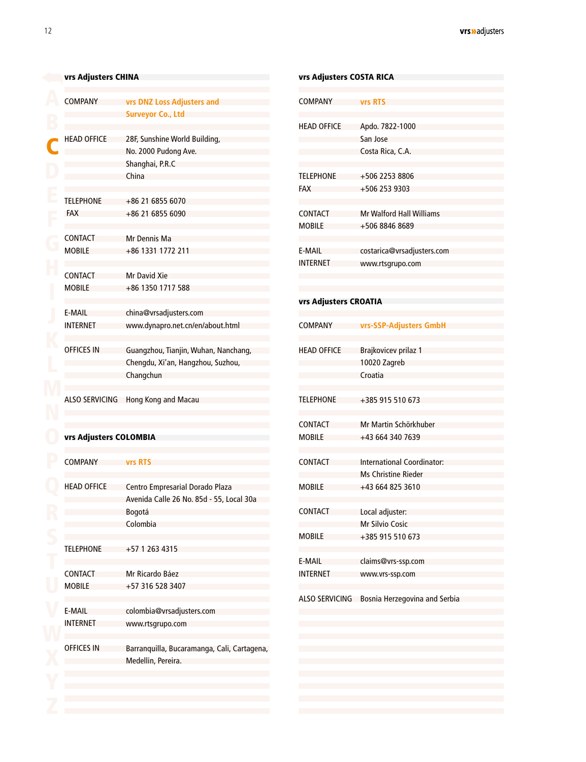## vrs Adjusters CHINA

| | |
|---|---|
| COMPANY | **vrs DNZ Loss Adjusters and Surveyor Co., Ltd** |
| HEAD OFFICE | 28F, Sunshine World Building,<br>No. 2000 Pudong Ave.<br>Shanghai, P.R.C<br>China |
| TELEPHONE | +86 21 6855 6070 |
| FAX | +86 21 6855 6090 |
| CONTACT | Mr Dennis Ma |
| MOBILE | +86 1331 1772 211 |
| CONTACT | Mr David Xie |
| MOBILE | +86 1350 1717 588 |
| E-MAIL | china@vrsadjusters.com |
| INTERNET | www.dynapro.net.cn/en/about.html |
| OFFICES IN | Guangzhou, Tianjin, Wuhan, Nanchang, Chengdu, Xi'an, Hangzhou, Suzhou, Changchun |
| ALSO SERVICING | Hong Kong and Macau |

## vrs Adjusters COLOMBIA

| | |
|---|---|
| COMPANY | **vrs RTS** |
| HEAD OFFICE | Centro Empresarial Dorado Plaza<br>Avenida Calle 26 No. 85d - 55, Local 30a<br>Bogotá<br>Colombia |
| TELEPHONE | +57 1 263 4315 |
| CONTACT | Mr Ricardo Báez |
| MOBILE | +57 316 528 3407 |
| E-MAIL | colombia@vrsadjusters.com |
| INTERNET | www.rtsgrupo.com |
| OFFICES IN | Barranquilla, Bucaramanga, Cali, Cartagena, Medellin, Pereira. |

## vrs Adjusters COSTA RICA

| | |
|---|---|
| COMPANY | **vrs RTS** |
| HEAD OFFICE | Apdo. 7822-1000<br>San Jose<br>Costa Rica, C.A. |
| TELEPHONE | +506 2253 8806 |
| FAX | +506 253 9303 |
| CONTACT | Mr Walford Hall Williams |
| MOBILE | +506 8846 8689 |
| E-MAIL | costarica@vrsadjusters.com |
| INTERNET | www.rtsgrupo.com |

## vrs Adjusters CROATIA

| | |
|---|---|
| COMPANY | **vrs-SSP-Adjusters GmbH** |
| HEAD OFFICE | Brajkovicev prilaz 1<br>10020 Zagreb<br>Croatia |
| TELEPHONE | +385 915 510 673 |
| CONTACT | Mr Martin Schörkhuber |
| MOBILE | +43 664 340 7639 |
| CONTACT | International Coordinator:<br>Ms Christine Rieder |
| MOBILE | +43 664 825 3610 |
| CONTACT | Local adjuster:<br>Mr Silvio Cosic |
| MOBILE | +385 915 510 673 |
| E-MAIL | claims@vrs-ssp.com |
| INTERNET | www.vrs-ssp.com |
| ALSO SERVICING | Bosnia Herzegovina and Serbia |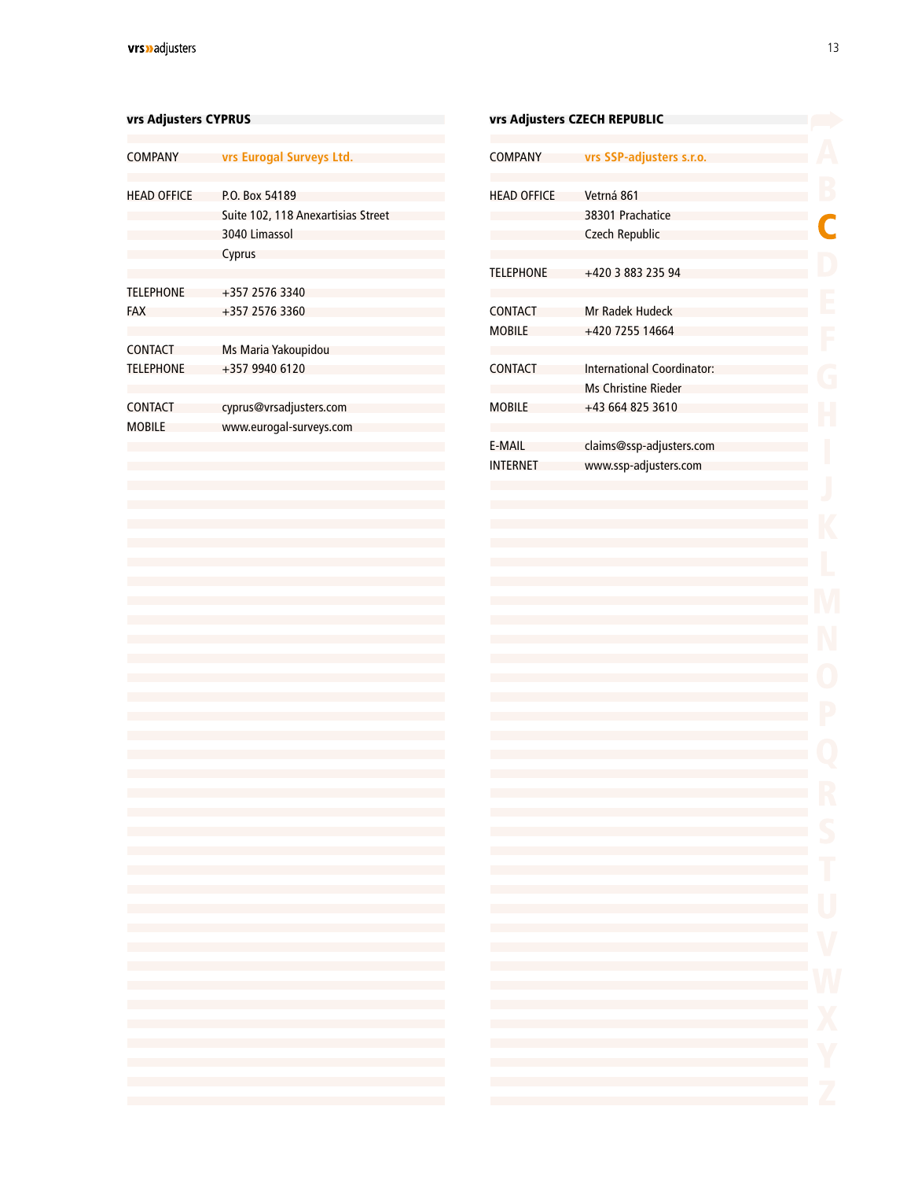## vrs Adjusters CYPRUS

| | |
|---|---|
| COMPANY | **vrs Eurogal Surveys Ltd.** |
| HEAD OFFICE | P.O. Box 54189<br>Suite 102, 118 Anexartisias Street<br>3040 Limassol<br>Cyprus |
| TELEPHONE | +357 2576 3340 |
| FAX | +357 2576 3360 |
| CONTACT | Ms Maria Yakoupidou |
| TELEPHONE | +357 9940 6120 |
| CONTACT | cyprus@vrsadjusters.com |
| MOBILE | www.eurogal-surveys.com |

## vrs Adjusters CZECH REPUBLIC

| | |
|---|---|
| COMPANY | **vrs SSP-adjusters s.r.o.** |
| HEAD OFFICE | Vetrná 861<br>38301 Prachatice<br>Czech Republic |
| TELEPHONE | +420 3 883 235 94 |
| CONTACT | Mr Radek Hudeck |
| MOBILE | +420 7255 14664 |
| CONTACT | International Coordinator:<br>Ms Christine Rieder |
| MOBILE | +43 664 825 3610 |
| E-MAIL | claims@ssp-adjusters.com |
| INTERNET | www.ssp-adjusters.com |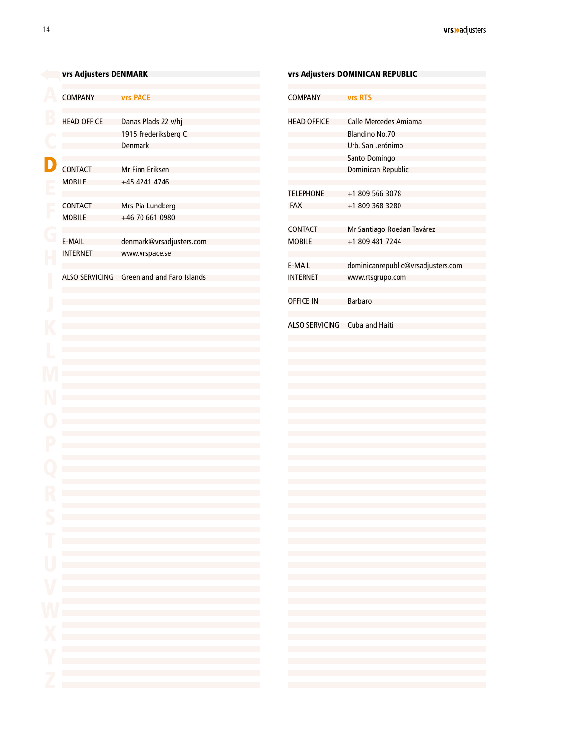## vrs Adjusters DENMARK

| | |
|---|---|
| COMPANY | vrs PACE |
| HEAD OFFICE | Danas Plads 22 v/hj<br>1915 Frederiksberg C.<br>Denmark |
| CONTACT | Mr Finn Eriksen |
| MOBILE | +45 4241 4746 |
| CONTACT | Mrs Pia Lundberg |
| MOBILE | +46 70 661 0980 |
| E-MAIL | denmark@vrsadjusters.com |
| INTERNET | www.vrspace.se |
| ALSO SERVICING | Greenland and Faro Islands |

## vrs Adjusters DOMINICAN REPUBLIC

| | |
|---|---|
| COMPANY | vrs RTS |
| HEAD OFFICE | Calle Mercedes Amiama<br>Blandino No.70<br>Urb. San Jerónimo<br>Santo Domingo<br>Dominican Republic |
| TELEPHONE | +1 809 566 3078 |
| FAX | +1 809 368 3280 |
| CONTACT | Mr Santiago Roedan Tavárez |
| MOBILE | +1 809 481 7244 |
| E-MAIL | dominicanrepublic@vrsadjusters.com |
| INTERNET | www.rtsgrupo.com |
| OFFICE IN | Barbaro |
| ALSO SERVICING | Cuba and Haiti |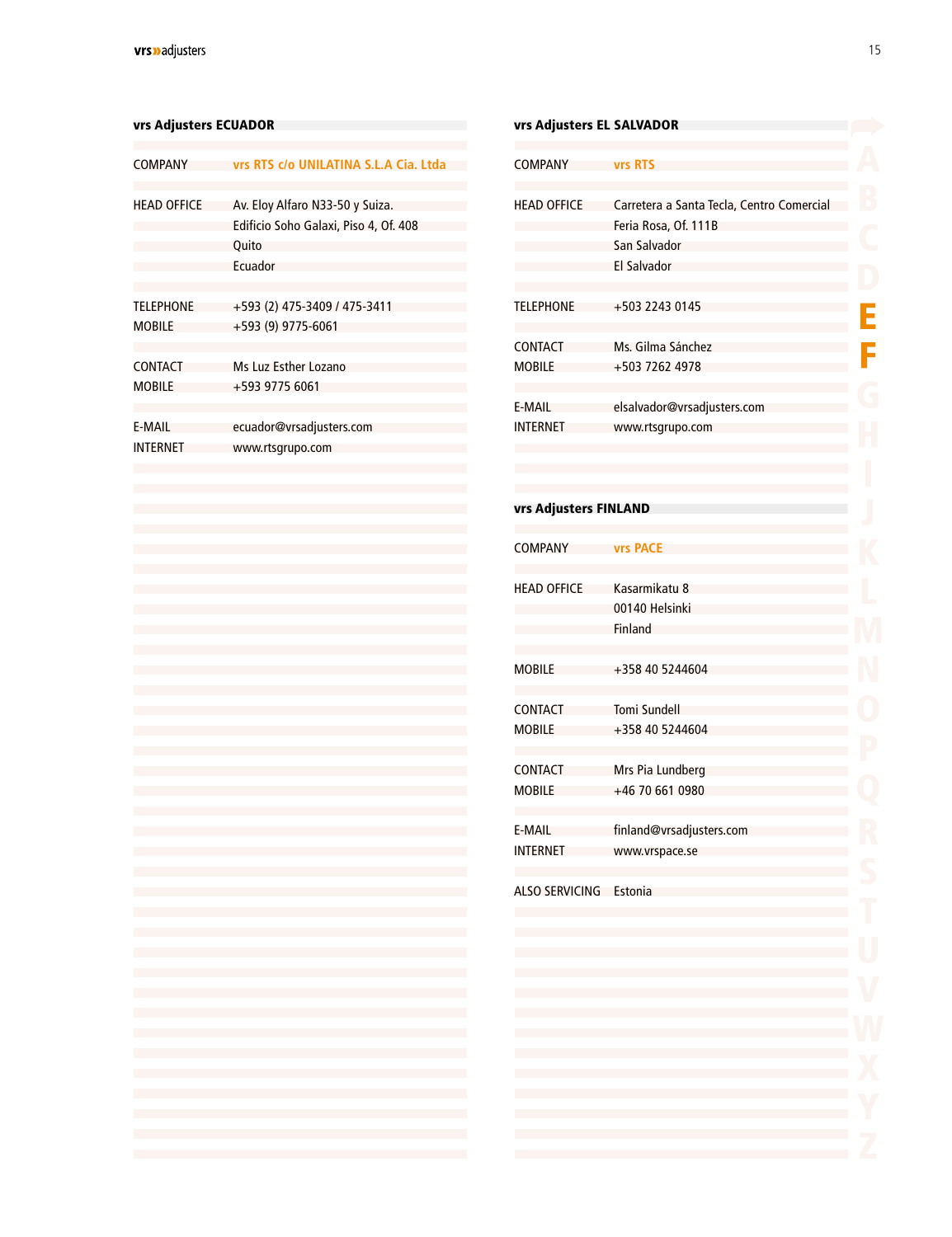### vrs Adjusters ECUADOR

| | |
|---|---|
| COMPANY | **vrs RTS c/o UNILATINA S.L.A Cia. Ltda** |
| HEAD OFFICE | Av. Eloy Alfaro N33-50 y Suiza.<br>Edificio Soho Galaxi, Piso 4, Of. 408<br>Quito<br>Ecuador |
| TELEPHONE | +593 (2) 475-3409 / 475-3411 |
| MOBILE | +593 (9) 9775-6061 |
| CONTACT | Ms Luz Esther Lozano |
| MOBILE | +593 9775 6061 |
| E-MAIL | ecuador@vrsadjusters.com |
| INTERNET | www.rtsgrupo.com |

### vrs Adjusters EL SALVADOR

| | |
|---|---|
| COMPANY | **vrs RTS** |
| HEAD OFFICE | Carretera a Santa Tecla, Centro Comercial<br>Feria Rosa, Of. 111B<br>San Salvador<br>El Salvador |
| TELEPHONE | +503 2243 0145 |
| CONTACT | Ms. Gilma Sánchez |
| MOBILE | +503 7262 4978 |
| E-MAIL | elsalvador@vrsadjusters.com |
| INTERNET | www.rtsgrupo.com |

### vrs Adjusters FINLAND

| | |
|---|---|
| COMPANY | **vrs PACE** |
| HEAD OFFICE | Kasarmikatu 8<br>00140 Helsinki<br>Finland |
| MOBILE | +358 40 5244604 |
| CONTACT | Tomi Sundell |
| MOBILE | +358 40 5244604 |
| CONTACT | Mrs Pia Lundberg |
| MOBILE | +46 70 661 0980 |
| E-MAIL | finland@vrsadjusters.com |
| INTERNET | www.vrspace.se |
| ALSO SERVICING | Estonia |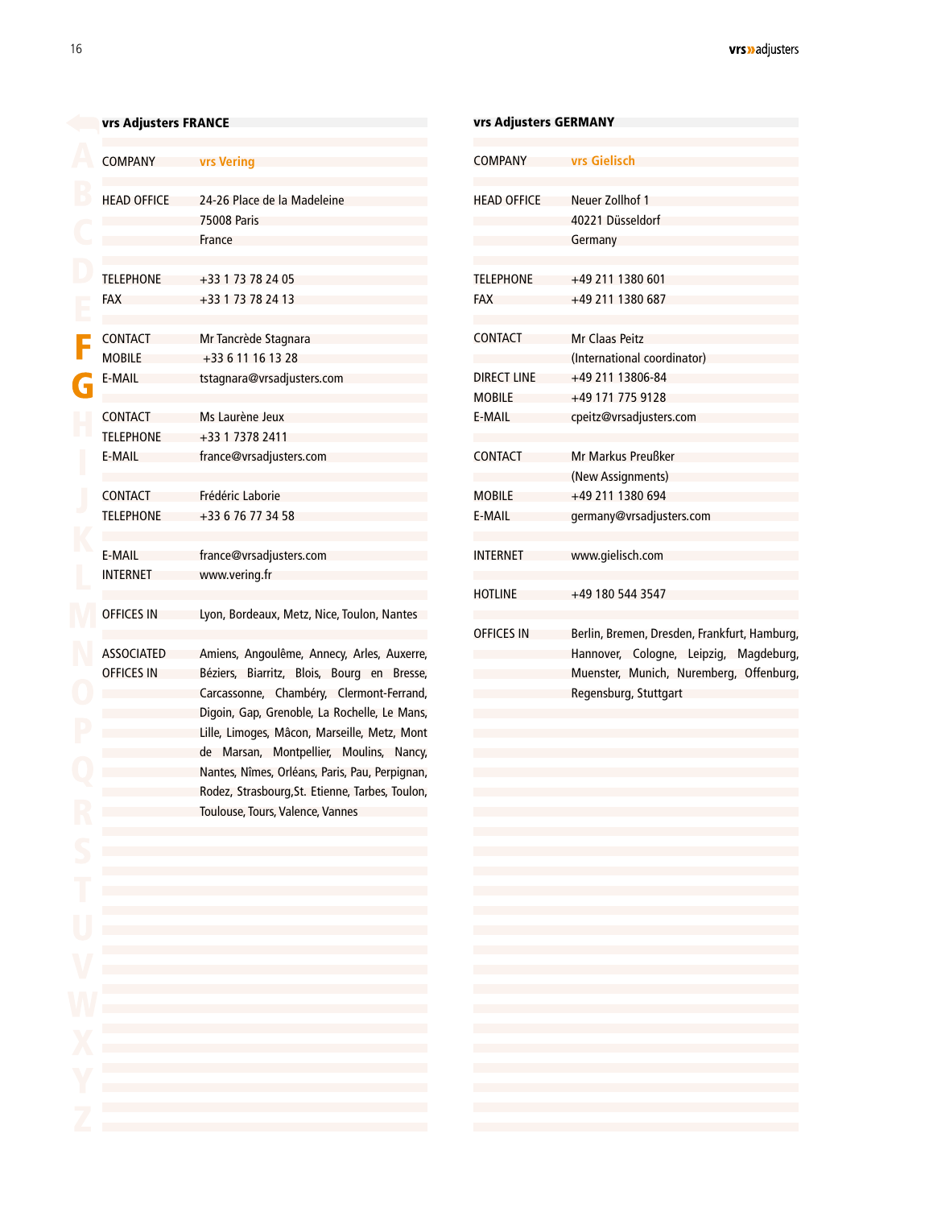## vrs Adjusters FRANCE

| | |
|---|---|
| COMPANY | vrs Vering |
| HEAD OFFICE | 24-26 Place de la Madeleine<br>75008 Paris<br>France |
| TELEPHONE | +33 1 73 78 24 05 |
| FAX | +33 1 73 78 24 13 |
| CONTACT | Mr Tancrède Stagnara |
| MOBILE | +33 6 11 16 13 28 |
| E-MAIL | tstagnara@vrsadjusters.com |
| CONTACT | Ms Laurène Jeux |
| TELEPHONE | +33 1 7378 2411 |
| E-MAIL | france@vrsadjusters.com |
| CONTACT | Frédéric Laborie |
| TELEPHONE | +33 6 76 77 34 58 |
| E-MAIL | france@vrsadjusters.com |
| INTERNET | www.vering.fr |
| OFFICES IN | Lyon, Bordeaux, Metz, Nice, Toulon, Nantes |
| ASSOCIATED OFFICES IN | Amiens, Angoulême, Annecy, Arles, Auxerre, Béziers, Biarritz, Blois, Bourg en Bresse, Carcassonne, Chambéry, Clermont-Ferrand, Digoin, Gap, Grenoble, La Rochelle, Le Mans, Lille, Limoges, Mâcon, Marseille, Metz, Mont de Marsan, Montpellier, Moulins, Nancy, Nantes, Nîmes, Orléans, Paris, Pau, Perpignan, Rodez, Strasbourg,St. Etienne, Tarbes, Toulon, Toulouse, Tours, Valence, Vannes |

## vrs Adjusters GERMANY

| | |
|---|---|
| COMPANY | vrs Gielisch |
| HEAD OFFICE | Neuer Zollhof 1<br>40221 Düsseldorf<br>Germany |
| TELEPHONE | +49 211 1380 601 |
| FAX | +49 211 1380 687 |
| CONTACT | Mr Claas Peitz<br>(International coordinator) |
| DIRECT LINE | +49 211 13806-84 |
| MOBILE | +49 171 775 9128 |
| E-MAIL | cpeitz@vrsadjusters.com |
| CONTACT | Mr Markus Preußker<br>(New Assignments) |
| MOBILE | +49 211 1380 694 |
| E-MAIL | germany@vrsadjusters.com |
| INTERNET | www.gielisch.com |
| HOTLINE | +49 180 544 3547 |
| OFFICES IN | Berlin, Bremen, Dresden, Frankfurt, Hamburg, Hannover, Cologne, Leipzig, Magdeburg, Muenster, Munich, Nuremberg, Offenburg, Regensburg, Stuttgart |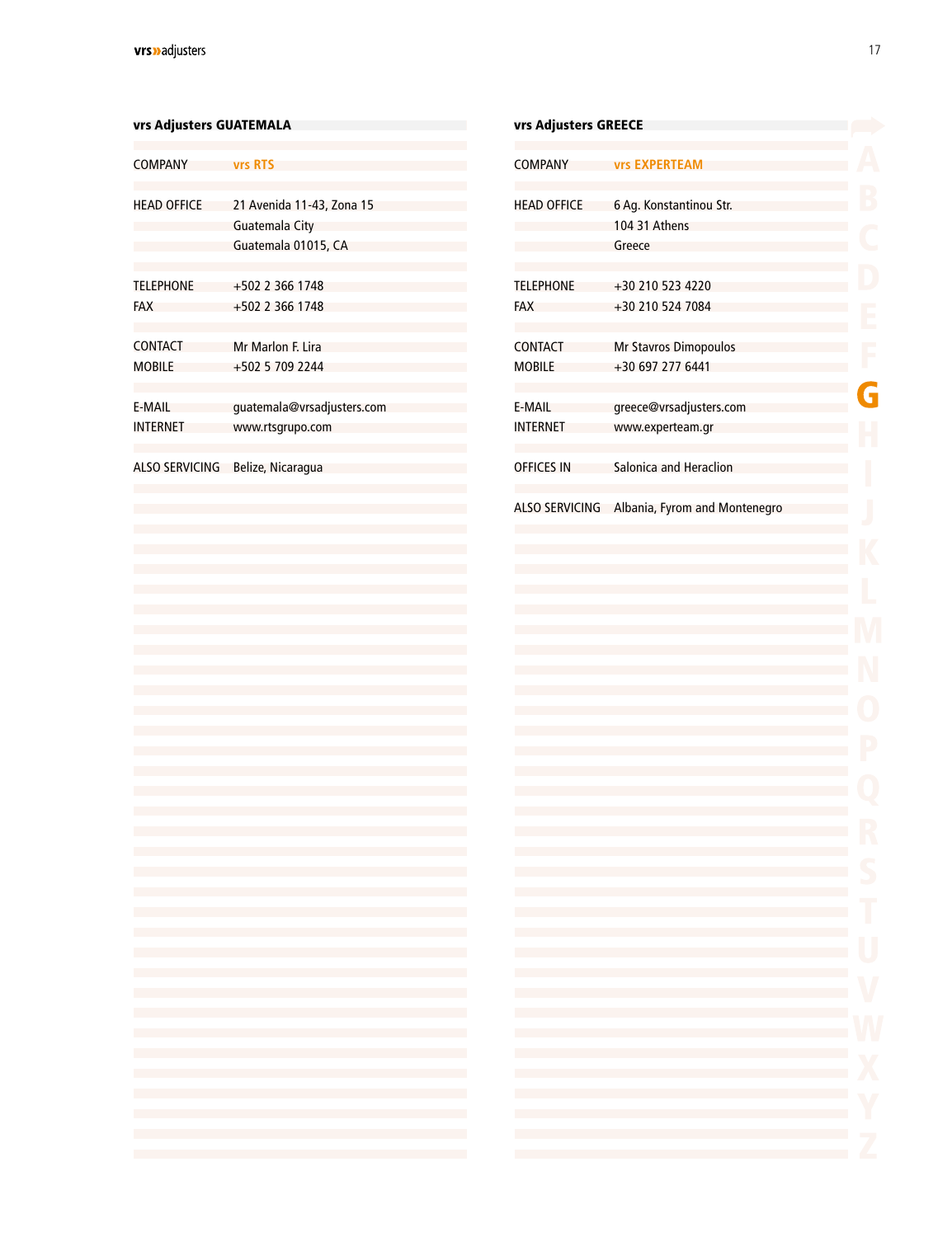## vrs Adjusters GUATEMALA

| | |
|---|---|
| COMPANY | vrs RTS |
| HEAD OFFICE | 21 Avenida 11-43, Zona 15<br>Guatemala City<br>Guatemala 01015, CA |
| TELEPHONE | +502 2 366 1748 |
| FAX | +502 2 366 1748 |
| CONTACT | Mr Marlon F. Lira |
| MOBILE | +502 5 709 2244 |
| E-MAIL | guatemala@vrsadjusters.com |
| INTERNET | www.rtsgrupo.com |
| ALSO SERVICING | Belize, Nicaragua |

## vrs Adjusters GREECE

| | |
|---|---|
| COMPANY | vrs EXPERTEAM |
| HEAD OFFICE | 6 Ag. Konstantinou Str.<br>104 31 Athens<br>Greece |
| TELEPHONE | +30 210 523 4220 |
| FAX | +30 210 524 7084 |
| CONTACT | Mr Stavros Dimopoulos |
| MOBILE | +30 697 277 6441 |
| E-MAIL | greece@vrsadjusters.com |
| INTERNET | www.experteam.gr |
| OFFICES IN | Salonica and Heraclion |
| ALSO SERVICING | Albania, Fyrom and Montenegro |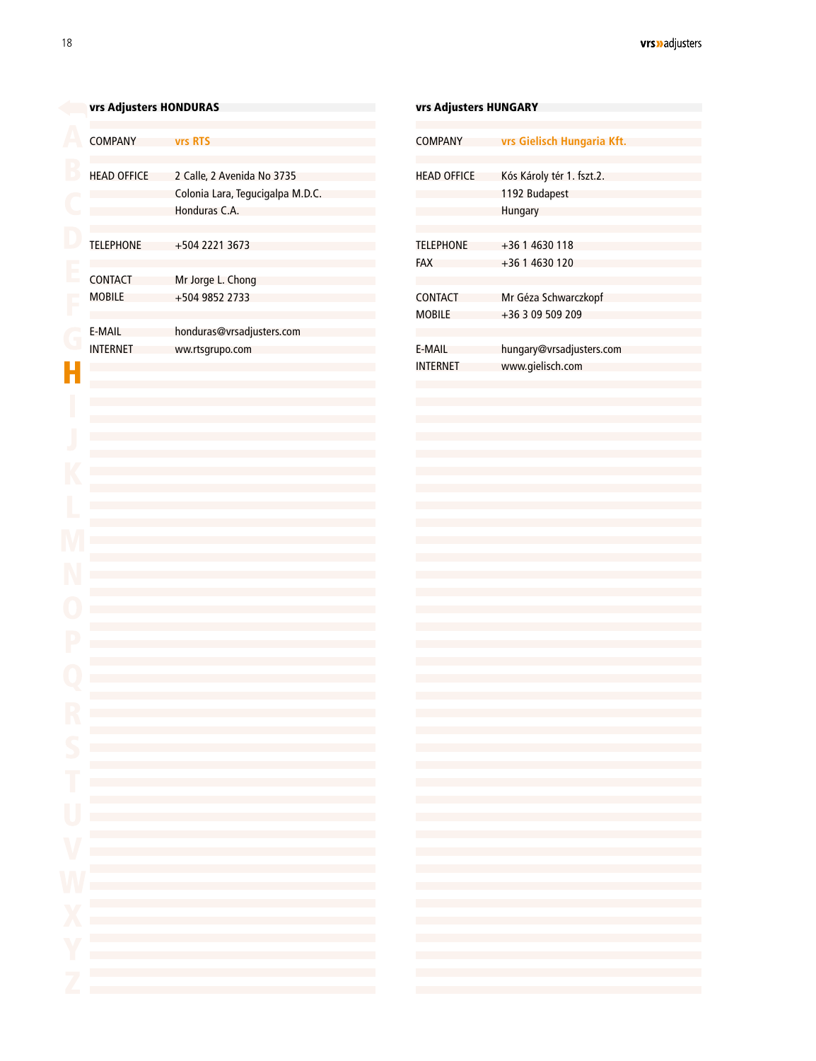## vrs Adjusters HONDURAS

| | |
|---|---|
| COMPANY | **vrs RTS** |
| HEAD OFFICE | 2 Calle, 2 Avenida No 3735<br>Colonia Lara, Tegucigalpa M.D.C.<br>Honduras C.A. |
| TELEPHONE | +504 2221 3673 |
| CONTACT | Mr Jorge L. Chong |
| MOBILE | +504 9852 2733 |
| E-MAIL | honduras@vrsadjusters.com |
| INTERNET | ww.rtsgrupo.com |

## vrs Adjusters HUNGARY

| | |
|---|---|
| COMPANY | **vrs Gielisch Hungaria Kft.** |
| HEAD OFFICE | Kós Károly tér 1. fszt.2.<br>1192 Budapest<br>Hungary |
| TELEPHONE | +36 1 4630 118 |
| FAX | +36 1 4630 120 |
| CONTACT | Mr Géza Schwarczkopf |
| MOBILE | +36 3 09 509 209 |
| E-MAIL | hungary@vrsadjusters.com |
| INTERNET | www.gielisch.com |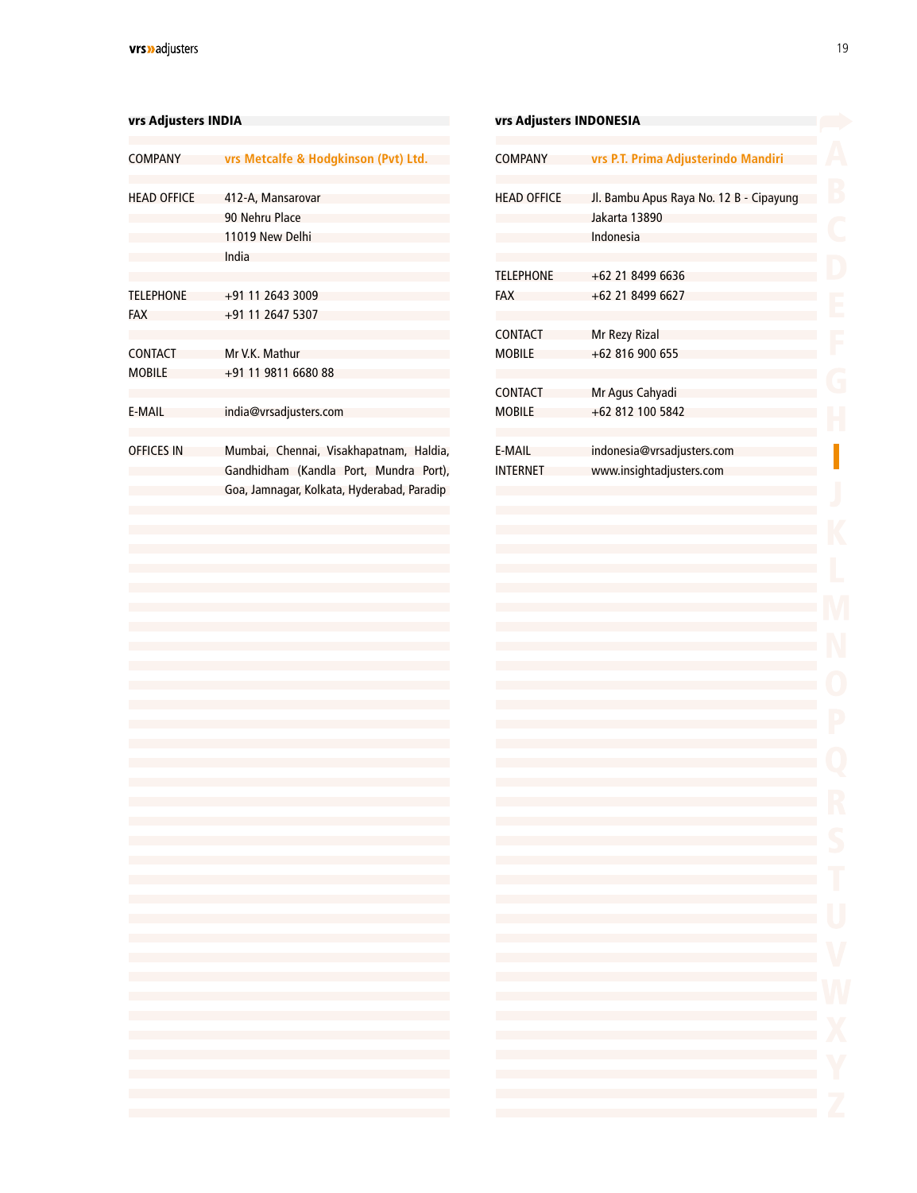## vrs Adjusters INDIA

| | |
|---|---|
| COMPANY | **vrs Metcalfe & Hodgkinson (Pvt) Ltd.** |
| HEAD OFFICE | 412-A, Mansarovar<br>90 Nehru Place<br>11019 New Delhi<br>India |
| TELEPHONE | +91 11 2643 3009 |
| FAX | +91 11 2647 5307 |
| CONTACT | Mr V.K. Mathur |
| MOBILE | +91 11 9811 6680 88 |
| E-MAIL | india@vrsadjusters.com |
| OFFICES IN | Mumbai, Chennai, Visakhapatnam, Haldia, Gandhidham (Kandla Port, Mundra Port), Goa, Jamnagar, Kolkata, Hyderabad, Paradip |

## vrs Adjusters INDONESIA

| | |
|---|---|
| COMPANY | **vrs P.T. Prima Adjusterindo Mandiri** |
| HEAD OFFICE | Jl. Bambu Apus Raya No. 12 B - Cipayung<br>Jakarta 13890<br>Indonesia |
| TELEPHONE | +62 21 8499 6636 |
| FAX | +62 21 8499 6627 |
| CONTACT | Mr Rezy Rizal |
| MOBILE | +62 816 900 655 |
| CONTACT | Mr Agus Cahyadi |
| MOBILE | +62 812 100 5842 |
| E-MAIL | indonesia@vrsadjusters.com |
| INTERNET | www.insightadjusters.com |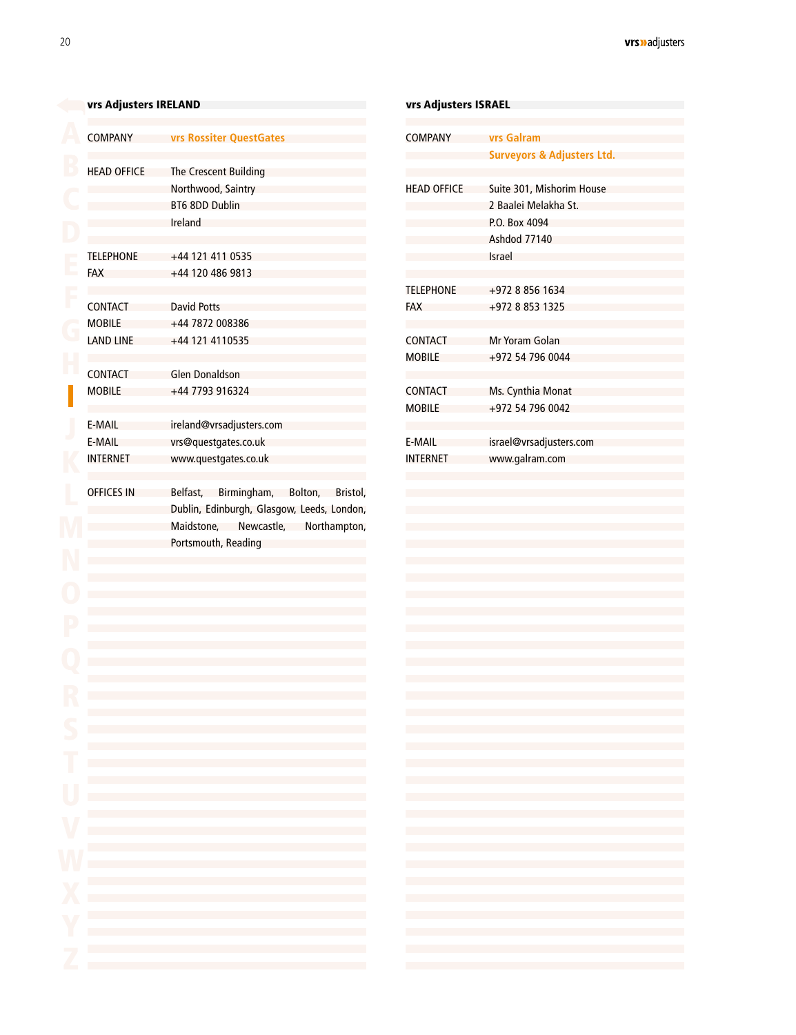## vrs Adjusters IRELAND

| | |
|---|---|
| COMPANY | **vrs Rossiter QuestGates** |
| HEAD OFFICE | The Crescent Building<br>Northwood, Saintry<br>BT6 8DD Dublin<br>Ireland |
| TELEPHONE | +44 121 411 0535 |
| FAX | +44 120 486 9813 |
| CONTACT | David Potts |
| MOBILE | +44 7872 008386 |
| LAND LINE | +44 121 4110535 |
| CONTACT | Glen Donaldson |
| MOBILE | +44 7793 916324 |
| E-MAIL | ireland@vrsadjusters.com |
| E-MAIL | vrs@questgates.co.uk |
| INTERNET | www.questgates.co.uk |
| OFFICES IN | Belfast, Birmingham, Bolton, Bristol, Dublin, Edinburgh, Glasgow, Leeds, London, Maidstone, Newcastle, Northampton, Portsmouth, Reading |

## vrs Adjusters ISRAEL

| | |
|---|---|
| COMPANY | **vrs Galram Surveyors & Adjusters Ltd.** |
| HEAD OFFICE | Suite 301, Mishorim House<br>2 Baalei Melakha St.<br>P.O. Box 4094<br>Ashdod 77140<br>Israel |
| TELEPHONE | +972 8 856 1634 |
| FAX | +972 8 853 1325 |
| CONTACT | Mr Yoram Golan |
| MOBILE | +972 54 796 0044 |
| CONTACT | Ms. Cynthia Monat |
| MOBILE | +972 54 796 0042 |
| E-MAIL | israel@vrsadjusters.com |
| INTERNET | www.galram.com |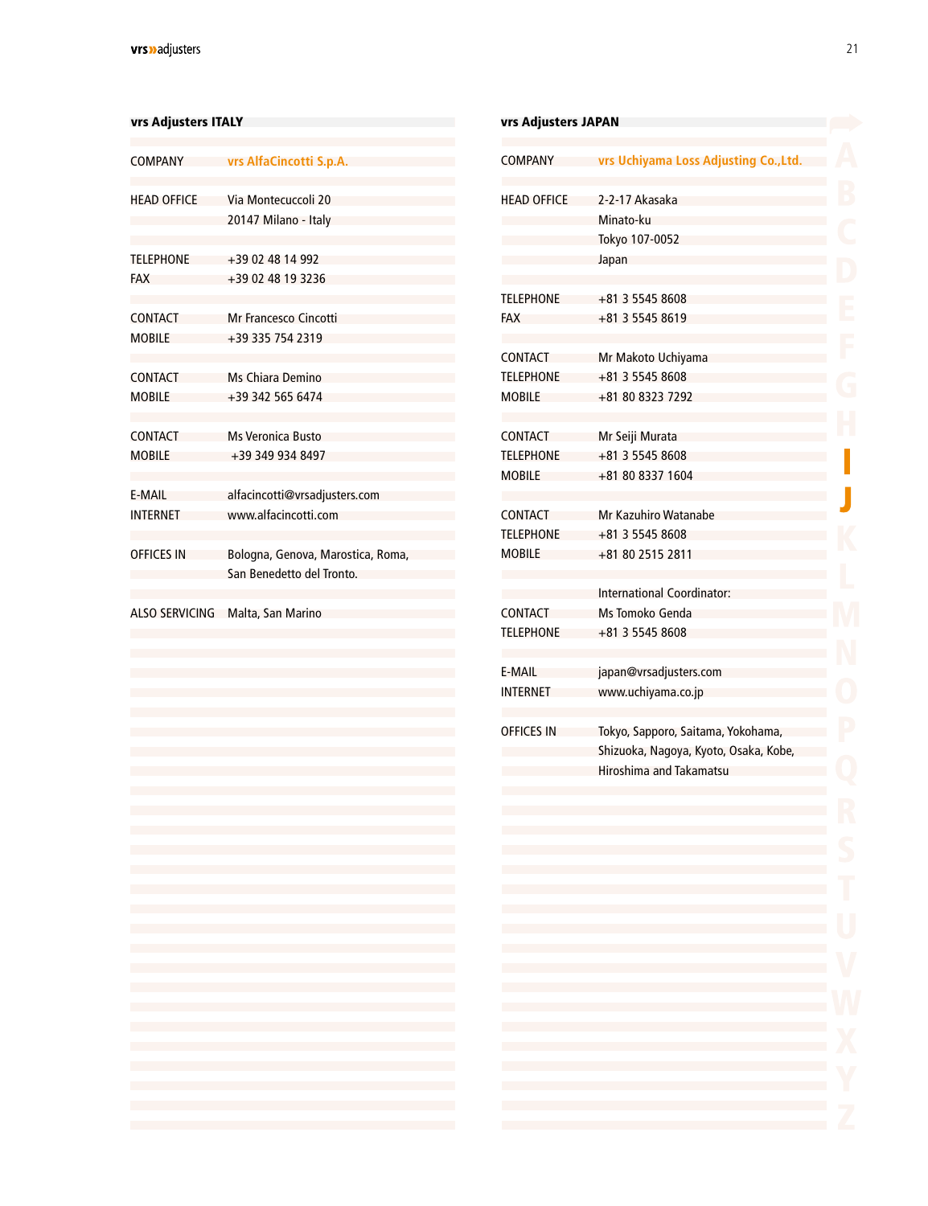## vrs Adjusters ITALY

| | |
|---|---|
| COMPANY | **vrs AlfaCincotti S.p.A.** |
| HEAD OFFICE | Via Montecuccoli 20<br>20147 Milano - Italy |
| TELEPHONE | +39 02 48 14 992 |
| FAX | +39 02 48 19 3236 |
| CONTACT | Mr Francesco Cincotti |
| MOBILE | +39 335 754 2319 |
| CONTACT | Ms Chiara Demino |
| MOBILE | +39 342 565 6474 |
| CONTACT | Ms Veronica Busto |
| MOBILE | +39 349 934 8497 |
| E-MAIL | alfacincotti@vrsadjusters.com |
| INTERNET | www.alfacincotti.com |
| OFFICES IN | Bologna, Genova, Marostica, Roma, San Benedetto del Tronto. |
| ALSO SERVICING | Malta, San Marino |

## vrs Adjusters JAPAN

| | |
|---|---|
| COMPANY | **vrs Uchiyama Loss Adjusting Co.,Ltd.** |
| HEAD OFFICE | 2-2-17 Akasaka<br>Minato-ku<br>Tokyo 107-0052<br>Japan |
| TELEPHONE | +81 3 5545 8608 |
| FAX | +81 3 5545 8619 |
| CONTACT | Mr Makoto Uchiyama |
| TELEPHONE | +81 3 5545 8608 |
| MOBILE | +81 80 8323 7292 |
| CONTACT | Mr Seiji Murata |
| TELEPHONE | +81 3 5545 8608 |
| MOBILE | +81 80 8337 1604 |
| CONTACT | Mr Kazuhiro Watanabe |
| TELEPHONE | +81 3 5545 8608 |
| MOBILE | +81 80 2515 2811 |
| | International Coordinator: |
| CONTACT | Ms Tomoko Genda |
| TELEPHONE | +81 3 5545 8608 |
| E-MAIL | japan@vrsadjusters.com |
| INTERNET | www.uchiyama.co.jp |
| OFFICES IN | Tokyo, Sapporo, Saitama, Yokohama, Shizuoka, Nagoya, Kyoto, Osaka, Kobe, Hiroshima and Takamatsu |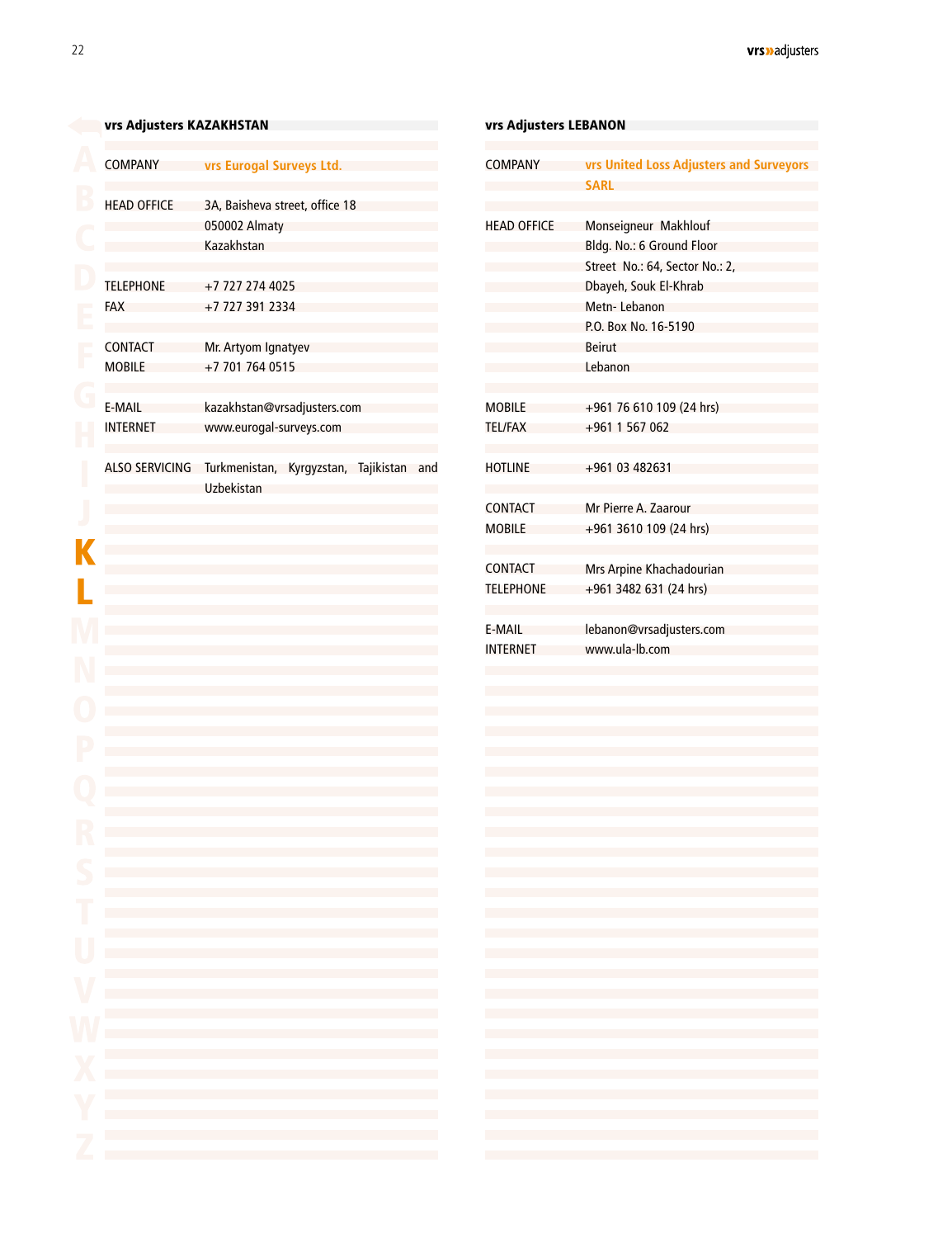## vrs Adjusters KAZAKHSTAN

| | |
|---|---|
| COMPANY | vrs Eurogal Surveys Ltd. |
| HEAD OFFICE | 3A, Baisheva street, office 18<br>050002 Almaty<br>Kazakhstan |
| TELEPHONE | +7 727 274 4025 |
| FAX | +7 727 391 2334 |
| CONTACT | Mr. Artyom Ignatyev |
| MOBILE | +7 701 764 0515 |
| E-MAIL | kazakhstan@vrsadjusters.com |
| INTERNET | www.eurogal-surveys.com |
| ALSO SERVICING | Turkmenistan, Kyrgyzstan, Tajikistan and Uzbekistan |

## vrs Adjusters LEBANON

| | |
|---|---|
| COMPANY | vrs United Loss Adjusters and Surveyors SARL |
| HEAD OFFICE | Monseigneur Makhlouf<br>Bldg. No.: 6 Ground Floor<br>Street No.: 64, Sector No.: 2,<br>Dbayeh, Souk El-Khrab<br>Metn- Lebanon<br>P.O. Box No. 16-5190<br>Beirut<br>Lebanon |
| MOBILE | +961 76 610 109 (24 hrs) |
| TEL/FAX | +961 1 567 062 |
| HOTLINE | +961 03 482631 |
| CONTACT | Mr Pierre A. Zaarour |
| MOBILE | +961 3610 109 (24 hrs) |
| CONTACT | Mrs Arpine Khachadourian |
| TELEPHONE | +961 3482 631 (24 hrs) |
| E-MAIL | lebanon@vrsadjusters.com |
| INTERNET | www.ula-lb.com |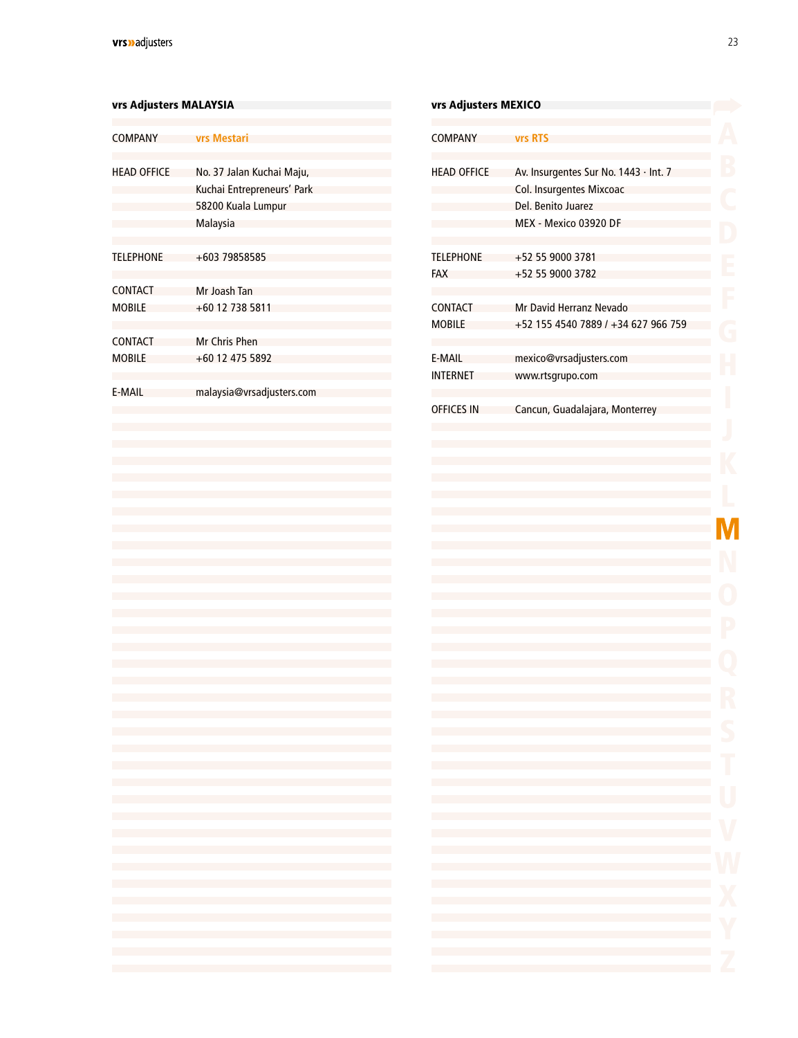## vrs Adjusters MALAYSIA

| | |
|---|---|
| COMPANY | **vrs Mestari** |
| HEAD OFFICE | No. 37 Jalan Kuchai Maju,<br>Kuchai Entrepreneurs' Park<br>58200 Kuala Lumpur<br>Malaysia |
| TELEPHONE | +603 79858585 |
| CONTACT | Mr Joash Tan |
| MOBILE | +60 12 738 5811 |
| CONTACT | Mr Chris Phen |
| MOBILE | +60 12 475 5892 |
| E-MAIL | malaysia@vrsadjusters.com |

## vrs Adjusters MEXICO

| | |
|---|---|
| COMPANY | **vrs RTS** |
| HEAD OFFICE | Av. Insurgentes Sur No. 1443 · Int. 7<br>Col. Insurgentes Mixcoac<br>Del. Benito Juarez<br>MEX - Mexico 03920 DF |
| TELEPHONE | +52 55 9000 3781 |
| FAX | +52 55 9000 3782 |
| CONTACT | Mr David Herranz Nevado |
| MOBILE | +52 155 4540 7889 / +34 627 966 759 |
| E-MAIL | mexico@vrsadjusters.com |
| INTERNET | www.rtsgrupo.com |
| OFFICES IN | Cancun, Guadalajara, Monterrey |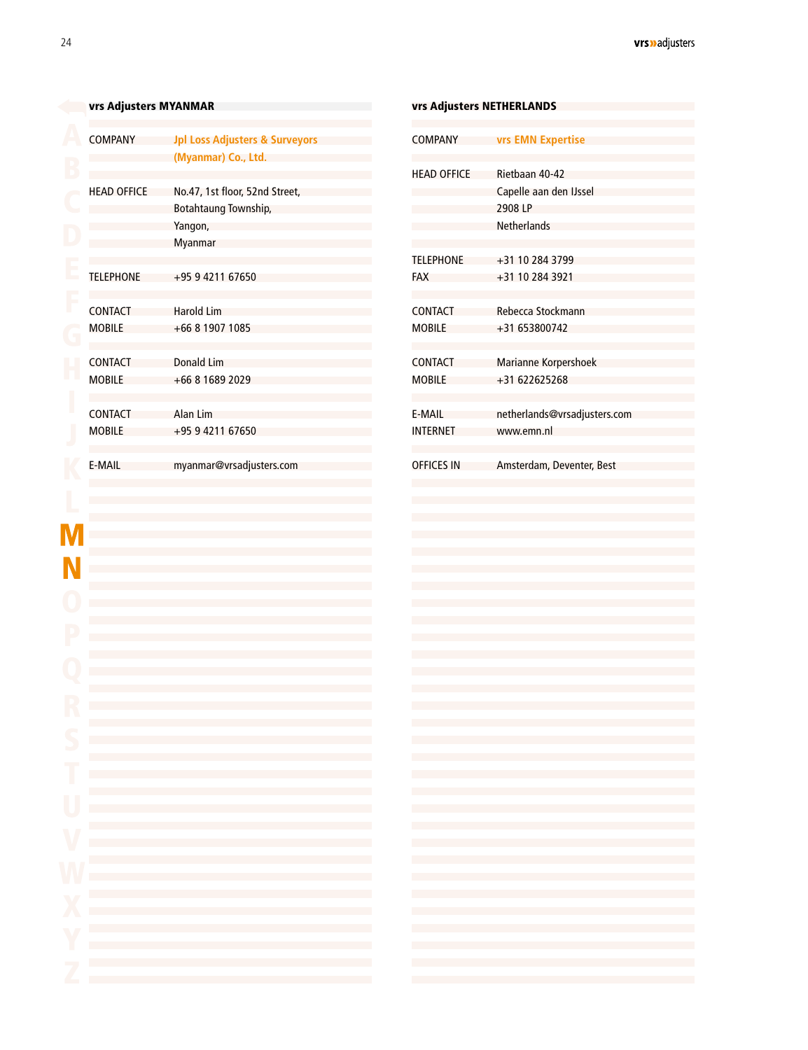## vrs Adjusters MYANMAR

| | |
|---|---|
| COMPANY | **Jpl Loss Adjusters & Surveyors (Myanmar) Co., Ltd.** |
| HEAD OFFICE | No.47, 1st floor, 52nd Street,<br>Botahtaung Township,<br>Yangon,<br>Myanmar |
| TELEPHONE | +95 9 4211 67650 |
| CONTACT | Harold Lim |
| MOBILE | +66 8 1907 1085 |
| CONTACT | Donald Lim |
| MOBILE | +66 8 1689 2029 |
| CONTACT | Alan Lim |
| MOBILE | +95 9 4211 67650 |
| E-MAIL | myanmar@vrsadjusters.com |

## vrs Adjusters NETHERLANDS

| | |
|---|---|
| COMPANY | **vrs EMN Expertise** |
| HEAD OFFICE | Rietbaan 40-42<br>Capelle aan den IJssel<br>2908 LP<br>Netherlands |
| TELEPHONE | +31 10 284 3799 |
| FAX | +31 10 284 3921 |
| CONTACT | Rebecca Stockmann |
| MOBILE | +31 653800742 |
| CONTACT | Marianne Korpershoek |
| MOBILE | +31 622625268 |
| E-MAIL | netherlands@vrsadjusters.com |
| INTERNET | www.emn.nl |
| OFFICES IN | Amsterdam, Deventer, Best |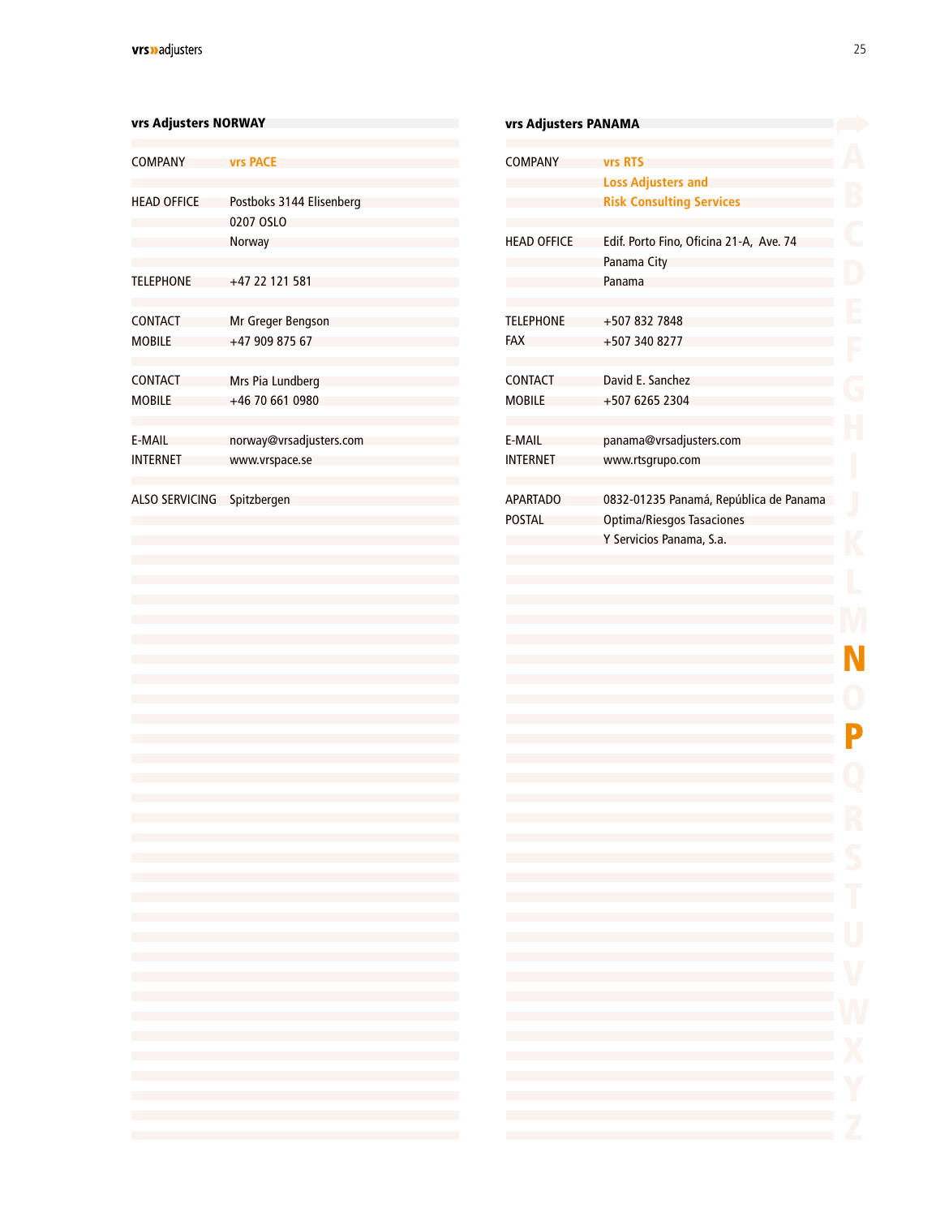## vrs Adjusters NORWAY

| | |
|---|---|
| COMPANY | **vrs PACE** |
| HEAD OFFICE | Postboks 3144 Elisenberg<br>0207 OSLO<br>Norway |
| TELEPHONE | +47 22 121 581 |
| CONTACT | Mr Greger Bengson |
| MOBILE | +47 909 875 67 |
| CONTACT | Mrs Pia Lundberg |
| MOBILE | +46 70 661 0980 |
| E-MAIL | norway@vrsadjusters.com |
| INTERNET | www.vrspace.se |
| ALSO SERVICING | Spitzbergen |

## vrs Adjusters PANAMA

| | |
|---|---|
| COMPANY | **vrs RTS<br>Loss Adjusters and<br>Risk Consulting Services** |
| HEAD OFFICE | Edif. Porto Fino, Oficina 21-A, Ave. 74<br>Panama City<br>Panama |
| TELEPHONE | +507 832 7848 |
| FAX | +507 340 8277 |
| CONTACT | David E. Sanchez |
| MOBILE | +507 6265 2304 |
| E-MAIL | panama@vrsadjusters.com |
| INTERNET | www.rtsgrupo.com |
| APARTADO POSTAL | 0832-01235 Panamá, República de Panama<br>Optima/Riesgos Tasaciones<br>Y Servicios Panama, S.a. |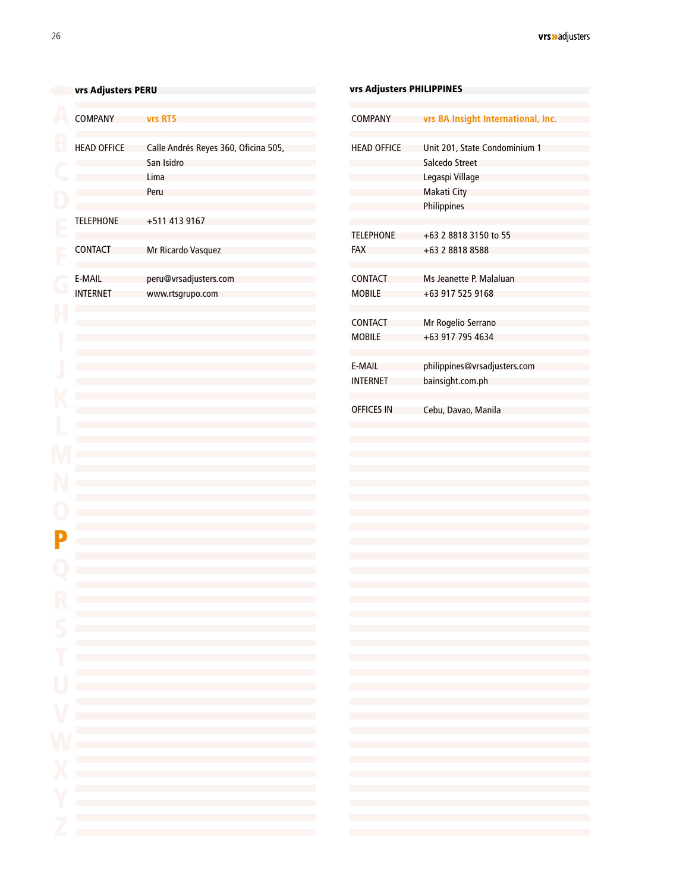## vrs Adjusters PERU

| | |
|---|---|
| COMPANY | vrs RTS |
| HEAD OFFICE | Calle Andrés Reyes 360, Oficina 505,<br>San Isidro<br>Lima<br>Peru |
| TELEPHONE | +511 413 9167 |
| CONTACT | Mr Ricardo Vasquez |
| E-MAIL | peru@vrsadjusters.com |
| INTERNET | www.rtsgrupo.com |

## vrs Adjusters PHILIPPINES

| | |
|---|---|
| COMPANY | vrs BA Insight International, Inc. |
| HEAD OFFICE | Unit 201, State Condominium 1<br>Salcedo Street<br>Legaspi Village<br>Makati City<br>Philippines |
| TELEPHONE | +63 2 8818 3150 to 55 |
| FAX | +63 2 8818 8588 |
| CONTACT | Ms Jeanette P. Malaluan |
| MOBILE | +63 917 525 9168 |
| CONTACT | Mr Rogelio Serrano |
| MOBILE | +63 917 795 4634 |
| E-MAIL | philippines@vrsadjusters.com |
| INTERNET | bainsight.com.ph |
| OFFICES IN | Cebu, Davao, Manila |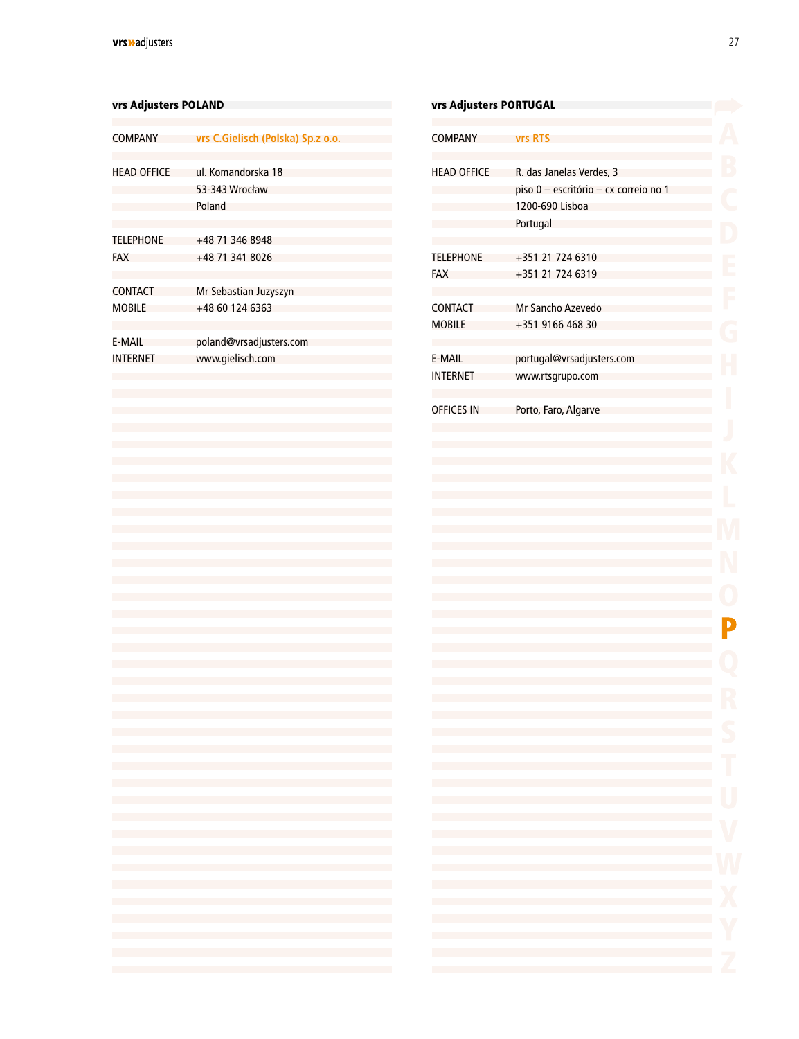## vrs Adjusters POLAND

| | |
|---|---|
| COMPANY | vrs C.Gielisch (Polska) Sp.z o.o. |
| HEAD OFFICE | ul. Komandorska 18<br>53-343 Wrocław<br>Poland |
| TELEPHONE | +48 71 346 8948 |
| FAX | +48 71 341 8026 |
| CONTACT | Mr Sebastian Juzyszyn |
| MOBILE | +48 60 124 6363 |
| E-MAIL | poland@vrsadjusters.com |
| INTERNET | www.gielisch.com |

## vrs Adjusters PORTUGAL

| | |
|---|---|
| COMPANY | vrs RTS |
| HEAD OFFICE | R. das Janelas Verdes, 3<br>piso 0 – escritório – cx correio no 1<br>1200-690 Lisboa<br>Portugal |
| TELEPHONE | +351 21 724 6310 |
| FAX | +351 21 724 6319 |
| CONTACT | Mr Sancho Azevedo |
| MOBILE | +351 9166 468 30 |
| E-MAIL | portugal@vrsadjusters.com |
| INTERNET | www.rtsgrupo.com |
| OFFICES IN | Porto, Faro, Algarve |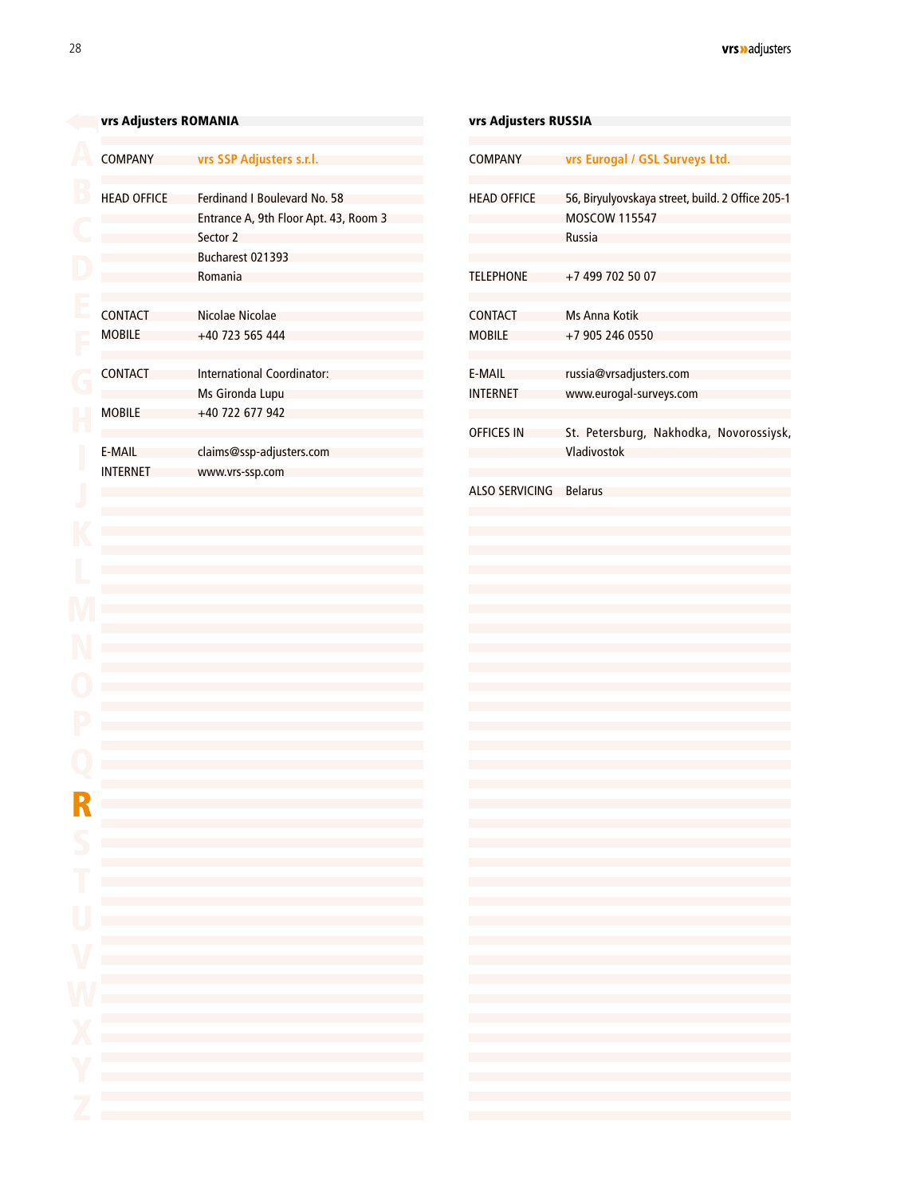## vrs Adjusters ROMANIA

| | |
|---|---|
| COMPANY | **vrs SSP Adjusters s.r.l.** |
| HEAD OFFICE | Ferdinand I Boulevard No. 58<br>Entrance A, 9th Floor Apt. 43, Room 3<br>Sector 2<br>Bucharest 021393<br>Romania |
| CONTACT | Nicolae Nicolae |
| MOBILE | +40 723 565 444 |
| CONTACT | International Coordinator:<br>Ms Gironda Lupu |
| MOBILE | +40 722 677 942 |
| E-MAIL | claims@ssp-adjusters.com |
| INTERNET | www.vrs-ssp.com |

## vrs Adjusters RUSSIA

| | |
|---|---|
| COMPANY | **vrs Eurogal / GSL Surveys Ltd.** |
| HEAD OFFICE | 56, Biryulyovskaya street, build. 2 Office 205-1<br>MOSCOW 115547<br>Russia |
| TELEPHONE | +7 499 702 50 07 |
| CONTACT | Ms Anna Kotik |
| MOBILE | +7 905 246 0550 |
| E-MAIL | russia@vrsadjusters.com |
| INTERNET | www.eurogal-surveys.com |
| OFFICES IN | St. Petersburg, Nakhodka, Novorossiysk, Vladivostok |
| ALSO SERVICING | Belarus |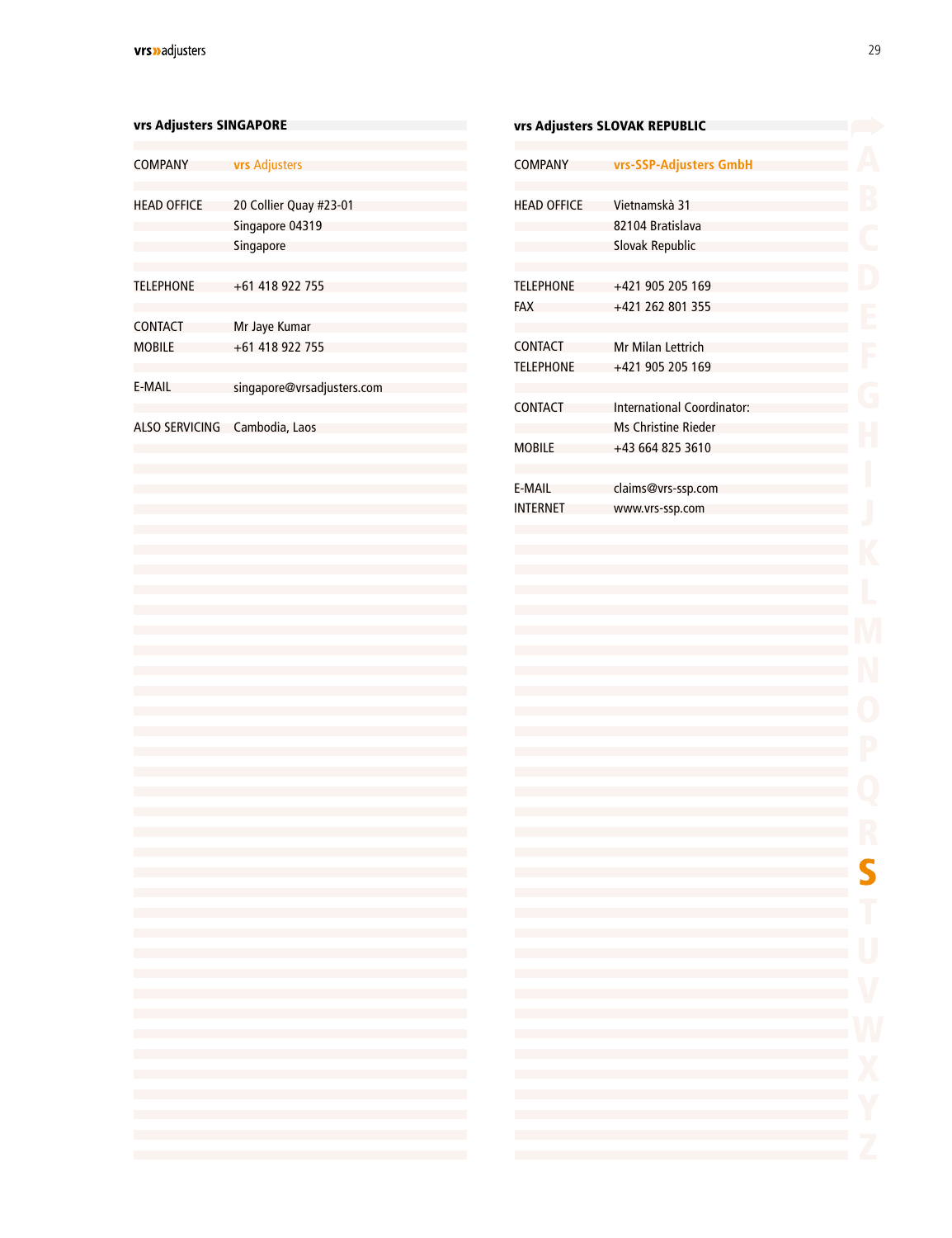## vrs Adjusters SINGAPORE

| | |
|---|---|
| COMPANY | vrs Adjusters |
| HEAD OFFICE | 20 Collier Quay #23-01<br>Singapore 04319<br>Singapore |
| TELEPHONE | +61 418 922 755 |
| CONTACT | Mr Jaye Kumar |
| MOBILE | +61 418 922 755 |
| E-MAIL | singapore@vrsadjusters.com |
| ALSO SERVICING | Cambodia, Laos |

## vrs Adjusters SLOVAK REPUBLIC

| | |
|---|---|
| COMPANY | vrs-SSP-Adjusters GmbH |
| HEAD OFFICE | Vietnamskà 31<br>82104 Bratislava<br>Slovak Republic |
| TELEPHONE | +421 905 205 169 |
| FAX | +421 262 801 355 |
| CONTACT | Mr Milan Lettrich |
| TELEPHONE | +421 905 205 169 |
| CONTACT | International Coordinator:<br>Ms Christine Rieder |
| MOBILE | +43 664 825 3610 |
| E-MAIL | claims@vrs-ssp.com |
| INTERNET | www.vrs-ssp.com |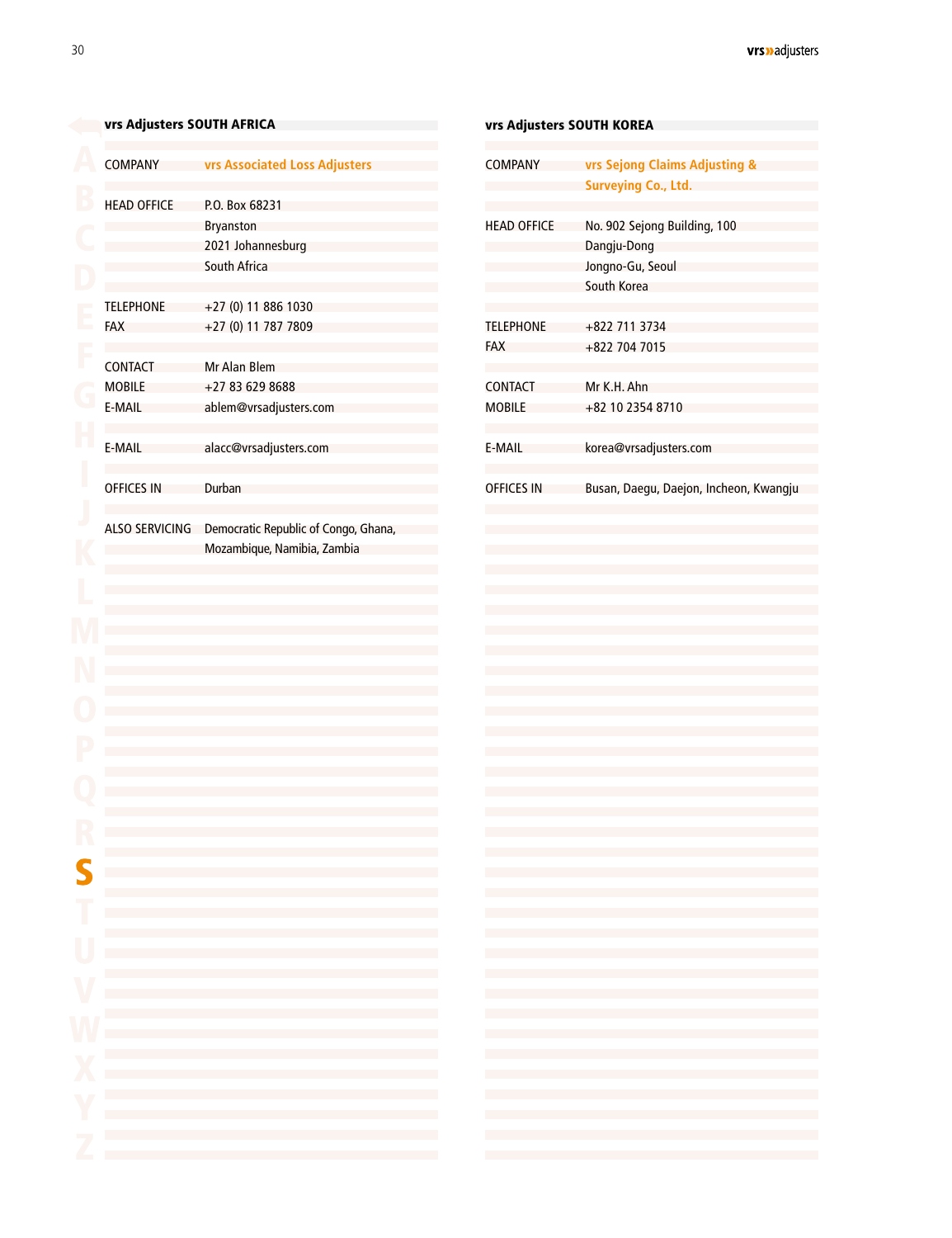## vrs Adjusters SOUTH AFRICA

| | |
|---|---|
| COMPANY | **vrs Associated Loss Adjusters** |
| HEAD OFFICE | P.O. Box 68231<br>Bryanston<br>2021 Johannesburg<br>South Africa |
| TELEPHONE | +27 (0) 11 886 1030 |
| FAX | +27 (0) 11 787 7809 |
| CONTACT | Mr Alan Blem |
| MOBILE | +27 83 629 8688 |
| E-MAIL | ablem@vrsadjusters.com |
| E-MAIL | alacc@vrsadjusters.com |
| OFFICES IN | Durban |
| ALSO SERVICING | Democratic Republic of Congo, Ghana, Mozambique, Namibia, Zambia |

## vrs Adjusters SOUTH KOREA

| | |
|---|---|
| COMPANY | **vrs Sejong Claims Adjusting & Surveying Co., Ltd.** |
| HEAD OFFICE | No. 902 Sejong Building, 100<br>Dangju-Dong<br>Jongno-Gu, Seoul<br>South Korea |
| TELEPHONE | +822 711 3734 |
| FAX | +822 704 7015 |
| CONTACT | Mr K.H. Ahn |
| MOBILE | +82 10 2354 8710 |
| E-MAIL | korea@vrsadjusters.com |
| OFFICES IN | Busan, Daegu, Daejon, Incheon, Kwangju |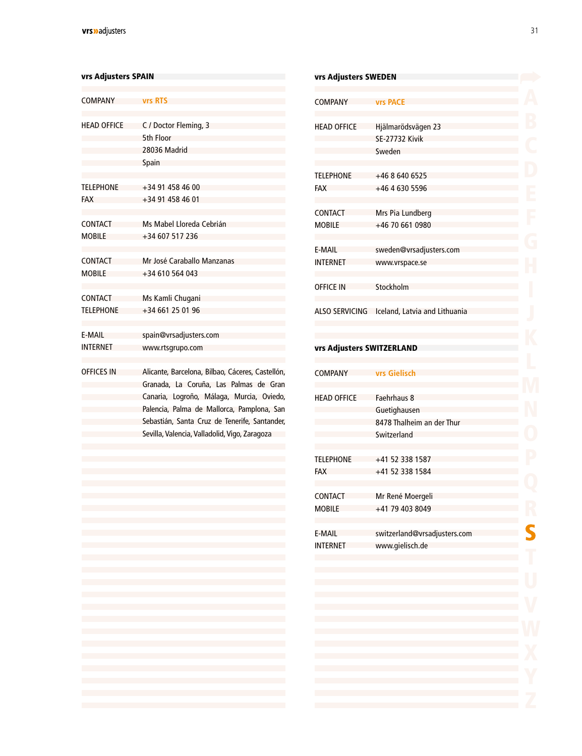## vrs Adjusters SPAIN

| | |
|---|---|
| COMPANY | **vrs RTS** |
| HEAD OFFICE | C / Doctor Fleming, 3<br>5th Floor<br>28036 Madrid<br>Spain |
| TELEPHONE | +34 91 458 46 00 |
| FAX | +34 91 458 46 01 |
| CONTACT | Ms Mabel Lloreda Cebrián |
| MOBILE | +34 607 517 236 |
| CONTACT | Mr José Caraballo Manzanas |
| MOBILE | +34 610 564 043 |
| CONTACT | Ms Kamli Chugani |
| TELEPHONE | +34 661 25 01 96 |
| E-MAIL | spain@vrsadjusters.com |
| INTERNET | www.rtsgrupo.com |
| OFFICES IN | Alicante, Barcelona, Bilbao, Cáceres, Castellón, Granada, La Coruña, Las Palmas de Gran Canaria, Logroño, Málaga, Murcia, Oviedo, Palencia, Palma de Mallorca, Pamplona, San Sebastián, Santa Cruz de Tenerife, Santander, Sevilla, Valencia, Valladolid, Vigo, Zaragoza |

## vrs Adjusters SWEDEN

| | |
|---|---|
| COMPANY | **vrs PACE** |
| HEAD OFFICE | Hjälmarödsvägen 23<br>SE-27732 Kivik<br>Sweden |
| TELEPHONE | +46 8 640 6525 |
| FAX | +46 4 630 5596 |
| CONTACT | Mrs Pia Lundberg |
| MOBILE | +46 70 661 0980 |
| E-MAIL | sweden@vrsadjusters.com |
| INTERNET | www.vrspace.se |
| OFFICE IN | Stockholm |
| ALSO SERVICING | Iceland, Latvia and Lithuania |

## vrs Adjusters SWITZERLAND

| | |
|---|---|
| COMPANY | **vrs Gielisch** |
| HEAD OFFICE | Faehrhaus 8<br>Guetighausen<br>8478 Thalheim an der Thur<br>Switzerland |
| TELEPHONE | +41 52 338 1587 |
| FAX | +41 52 338 1584 |
| CONTACT | Mr René Moergeli |
| MOBILE | +41 79 403 8049 |
| E-MAIL | switzerland@vrsadjusters.com |
| INTERNET | www.gielisch.de |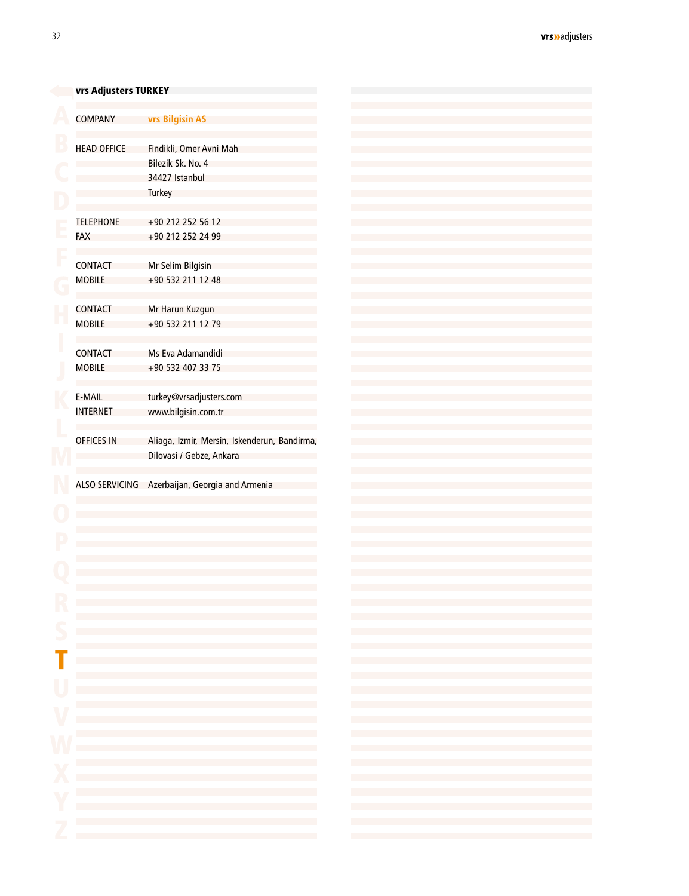## vrs Adjusters TURKEY

| | |
|---|---|
| COMPANY | **vrs Bilgisin AS** |
| HEAD OFFICE | Findikli, Omer Avni Mah<br>Bilezik Sk. No. 4<br>34427 Istanbul<br>Turkey |
| TELEPHONE | +90 212 252 56 12 |
| FAX | +90 212 252 24 99 |
| CONTACT | Mr Selim Bilgisin |
| MOBILE | +90 532 211 12 48 |
| CONTACT | Mr Harun Kuzgun |
| MOBILE | +90 532 211 12 79 |
| CONTACT | Ms Eva Adamandidi |
| MOBILE | +90 532 407 33 75 |
| E-MAIL | turkey@vrsadjusters.com |
| INTERNET | www.bilgisin.com.tr |
| OFFICES IN | Aliaga, Izmir, Mersin, Iskenderun, Bandirma, Dilovasi / Gebze, Ankara |
| ALSO SERVICING | Azerbaijan, Georgia and Armenia |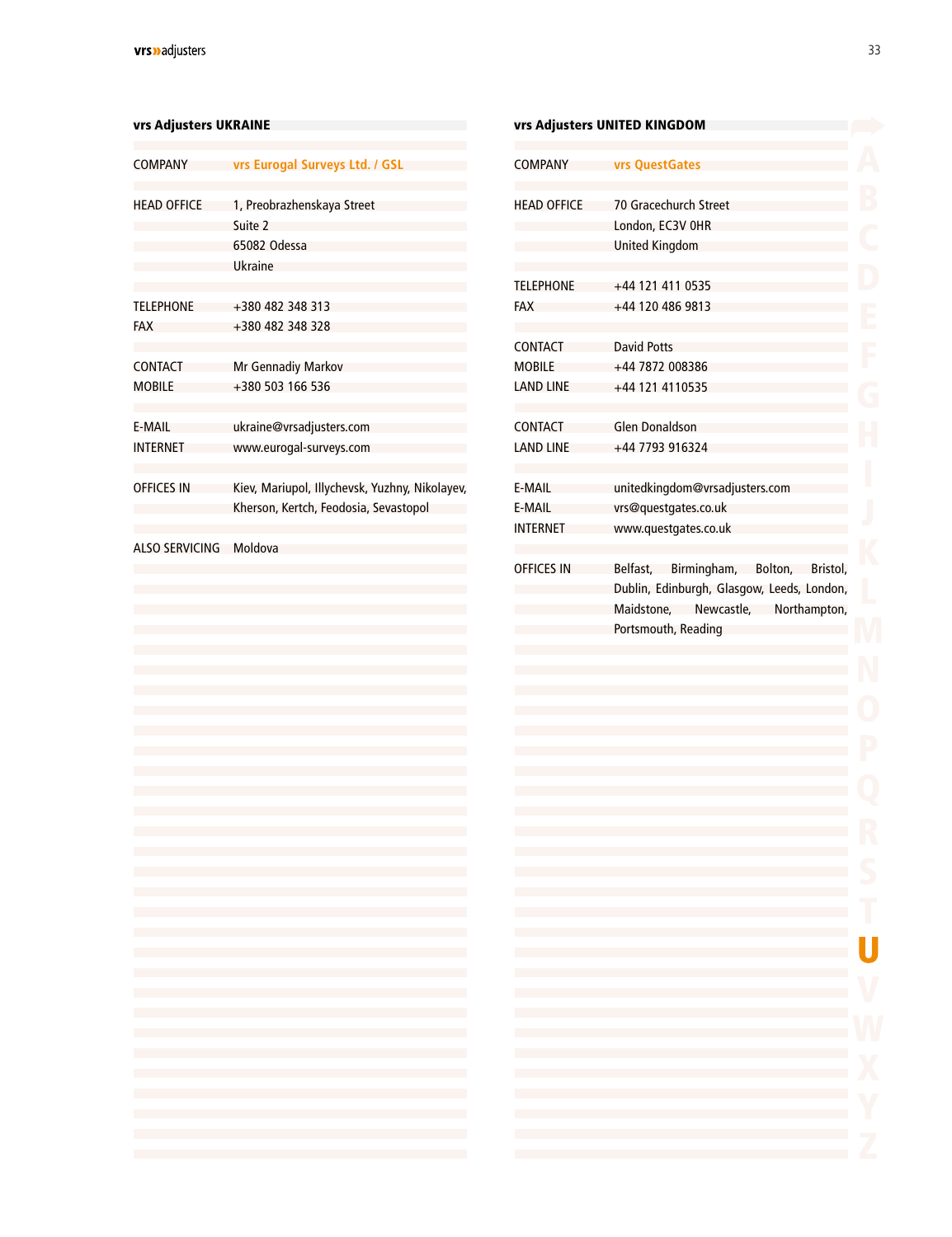## vrs Adjusters UKRAINE

| | |
|---|---|
| COMPANY | **vrs Eurogal Surveys Ltd. / GSL** |
| HEAD OFFICE | 1, Preobrazhenskaya Street<br>Suite 2<br>65082 Odessa<br>Ukraine |
| TELEPHONE | +380 482 348 313 |
| FAX | +380 482 348 328 |
| CONTACT | Mr Gennadiy Markov |
| MOBILE | +380 503 166 536 |
| E-MAIL | ukraine@vrsadjusters.com |
| INTERNET | www.eurogal-surveys.com |
| OFFICES IN | Kiev, Mariupol, Illychevsk, Yuzhny, Nikolayev, Kherson, Kertch, Feodosia, Sevastopol |
| ALSO SERVICING | Moldova |

## vrs Adjusters UNITED KINGDOM

| | |
|---|---|
| COMPANY | **vrs QuestGates** |
| HEAD OFFICE | 70 Gracechurch Street<br>London, EC3V 0HR<br>United Kingdom |
| TELEPHONE | +44 121 411 0535 |
| FAX | +44 120 486 9813 |
| CONTACT | David Potts |
| MOBILE | +44 7872 008386 |
| LAND LINE | +44 121 4110535 |
| CONTACT | Glen Donaldson |
| LAND LINE | +44 7793 916324 |
| E-MAIL | unitedkingdom@vrsadjusters.com |
| E-MAIL | vrs@questgates.co.uk |
| INTERNET | www.questgates.co.uk |
| OFFICES IN | Belfast, Birmingham, Bolton, Bristol, Dublin, Edinburgh, Glasgow, Leeds, London, Maidstone, Newcastle, Northampton, Portsmouth, Reading |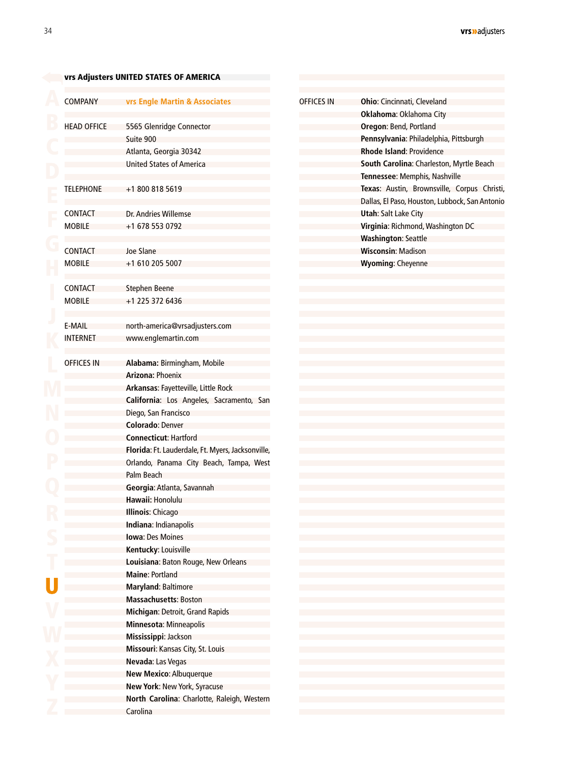## vrs Adjusters UNITED STATES OF AMERICA

| | |
|---|---|
| COMPANY | vrs Engle Martin & Associates |
| HEAD OFFICE | 5565 Glenridge Connector<br>Suite 900<br>Atlanta, Georgia 30342<br>United States of America |
| TELEPHONE | +1 800 818 5619 |
| CONTACT | Dr. Andries Willemse |
| MOBILE | +1 678 553 0792 |
| CONTACT | Joe Slane |
| MOBILE | +1 610 205 5007 |
| CONTACT | Stephen Beene |
| MOBILE | +1 225 372 6436 |
| E-MAIL | north-america@vrsadjusters.com |
| INTERNET | www.englemartin.com |
| OFFICES IN | **Alabama:** Birmingham, Mobile<br>**Arizona:** Phoenix<br>**Arkansas**: Fayetteville, Little Rock<br>**California**: Los Angeles, Sacramento, San Diego, San Francisco<br>**Colorado**: Denver<br>**Connecticut**: Hartford<br>**Florida**: Ft. Lauderdale, Ft. Myers, Jacksonville, Orlando, Panama City Beach, Tampa, West Palm Beach<br>**Georgia**: Atlanta, Savannah<br>**Hawaii:** Honolulu<br>**Illinois**: Chicago<br>**Indiana**: Indianapolis<br>**Iowa**: Des Moines<br>**Kentucky**: Louisville<br>**Louisiana**: Baton Rouge, New Orleans<br>**Maine**: Portland<br>**Maryland**: Baltimore<br>**Massachusetts**: Boston<br>**Michigan**: Detroit, Grand Rapids<br>**Minnesota**: Minneapolis<br>**Mississippi**: Jackson<br>**Missouri**: Kansas City, St. Louis<br>**Nevada**: Las Vegas<br>**New Mexico**: Albuquerque<br>**New York**: New York, Syracuse<br>**North Carolina**: Charlotte, Raleigh, Western Carolina |
| OFFICES IN | **Ohio**: Cincinnati, Cleveland<br>**Oklahoma**: Oklahoma City<br>**Oregon**: Bend, Portland<br>**Pennsylvania**: Philadelphia, Pittsburgh<br>**Rhode Island**: Providence<br>**South Carolina**: Charleston, Myrtle Beach<br>**Tennessee**: Memphis, Nashville<br>**Texas**: Austin, Brownsville, Corpus Christi, Dallas, El Paso, Houston, Lubbock, San Antonio<br>**Utah**: Salt Lake City<br>**Virginia**: Richmond, Washington DC<br>**Washington**: Seattle<br>**Wisconsin**: Madison<br>**Wyoming**: Cheyenne |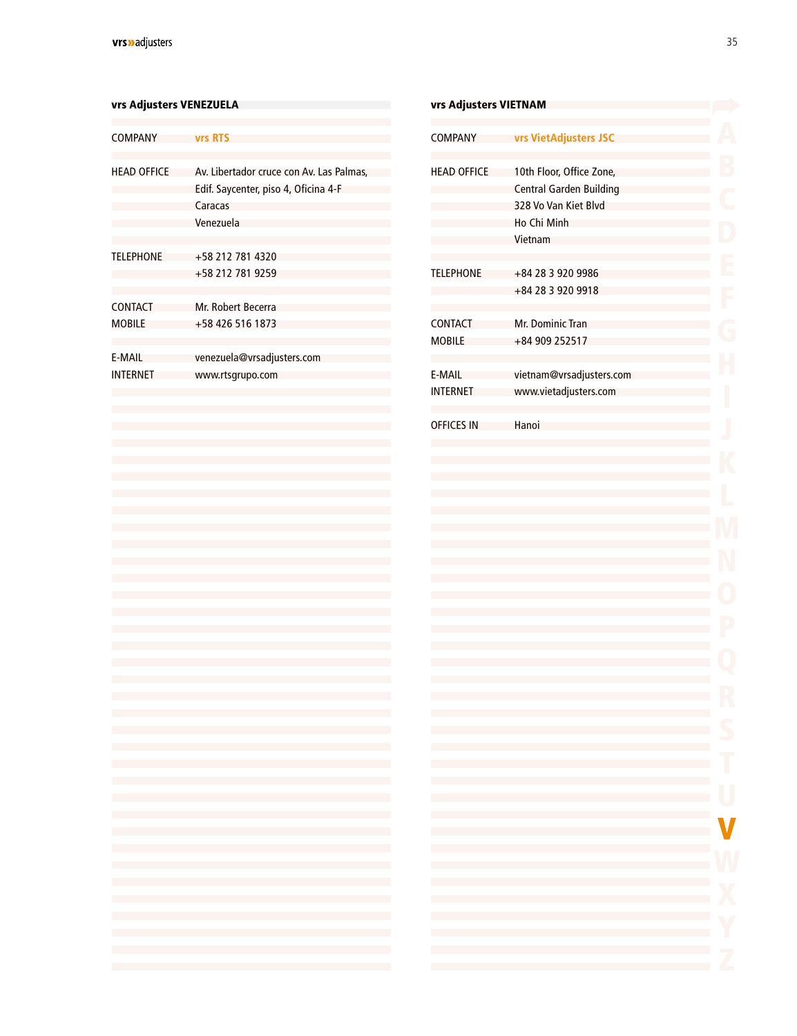## vrs Adjusters VENEZUELA

| | |
|---|---|
| COMPANY | **vrs RTS** |
| HEAD OFFICE | Av. Libertador cruce con Av. Las Palmas,<br>Edif. Saycenter, piso 4, Oficina 4-F<br>Caracas<br>Venezuela |
| TELEPHONE | +58 212 781 4320<br>+58 212 781 9259 |
| CONTACT | Mr. Robert Becerra |
| MOBILE | +58 426 516 1873 |
| E-MAIL | venezuela@vrsadjusters.com |
| INTERNET | www.rtsgrupo.com |

## vrs Adjusters VIETNAM

| | |
|---|---|
| COMPANY | **vrs VietAdjusters JSC** |
| HEAD OFFICE | 10th Floor, Office Zone,<br>Central Garden Building<br>328 Vo Van Kiet Blvd<br>Ho Chi Minh<br>Vietnam |
| TELEPHONE | +84 28 3 920 9986<br>+84 28 3 920 9918 |
| CONTACT | Mr. Dominic Tran |
| MOBILE | +84 909 252517 |
| E-MAIL | vietnam@vrsadjusters.com |
| INTERNET | www.vietadjusters.com |
| OFFICES IN | Hanoi |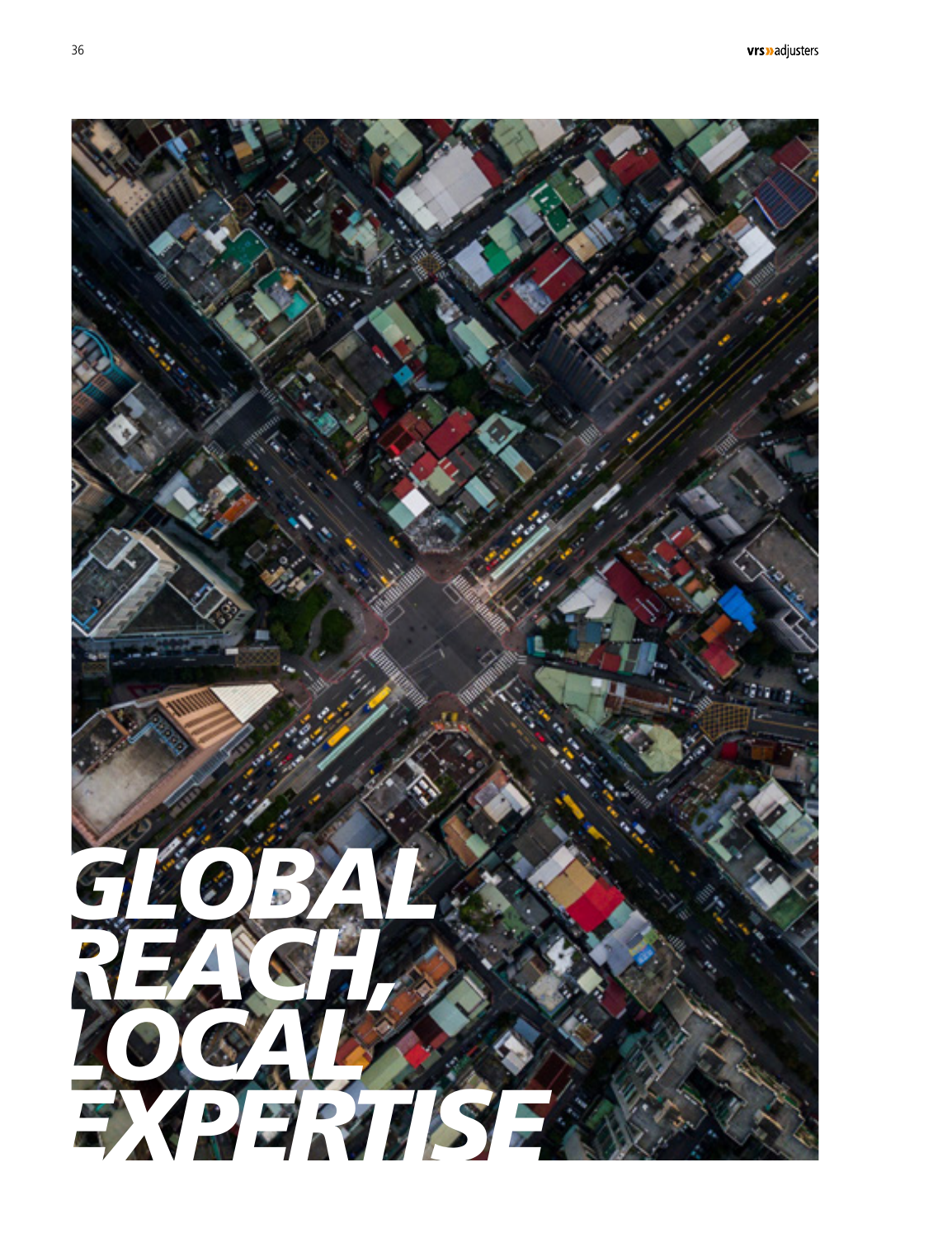# GLOBAL REACH, LOCAL EXPERTISE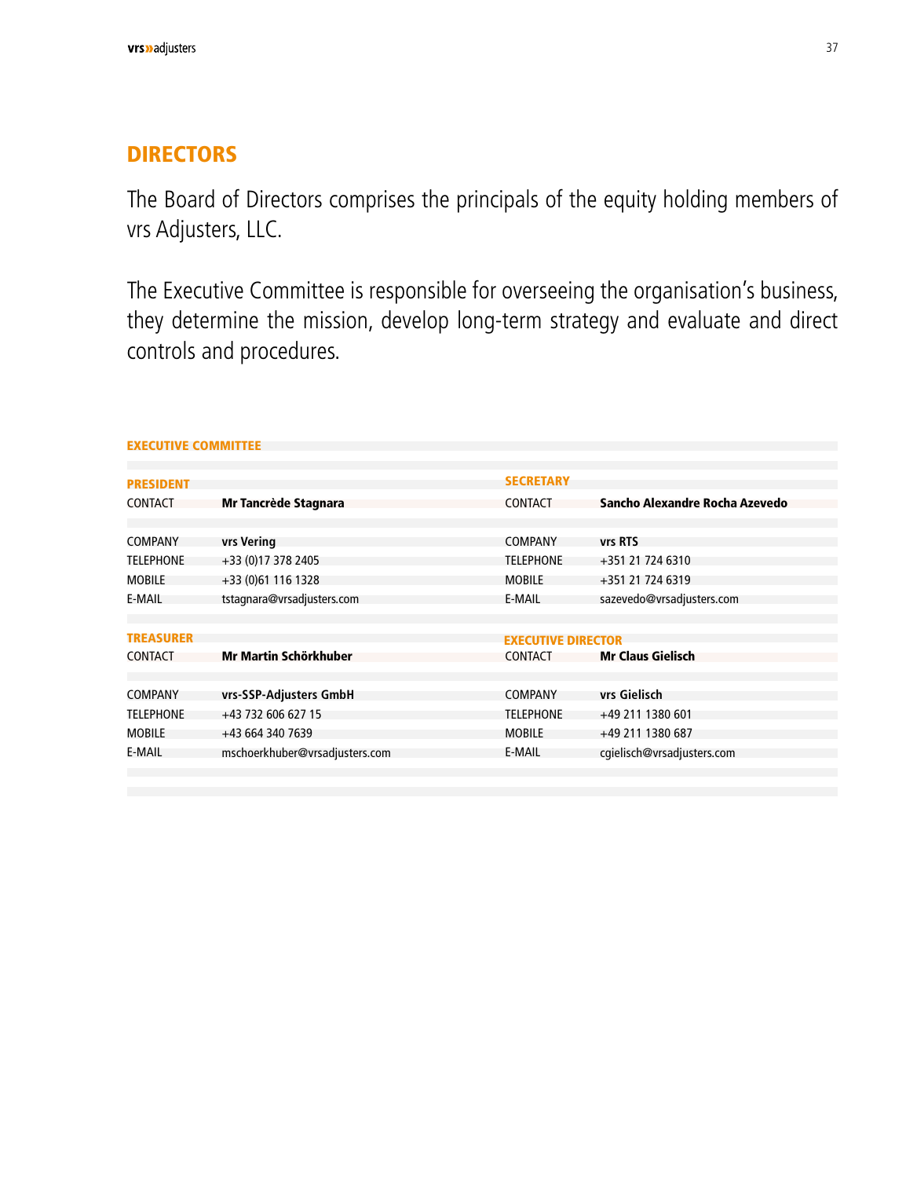## DIRECTORS

The Board of Directors comprises the principals of the equity holding members of vrs Adjusters, LLC.

The Executive Committee is responsible for overseeing the organisation's business, they determine the mission, develop long-term strategy and evaluate and direct controls and procedures.

### EXECUTIVE COMMITTEE

| PRESIDENT | | SECRETARY | |
|---|---|---|---|
| CONTACT | **Mr Tancrède Stagnara** | CONTACT | **Sancho Alexandre Rocha Azevedo** |
| COMPANY | **vrs Vering** | COMPANY | **vrs RTS** |
| TELEPHONE | +33 (0)17 378 2405 | TELEPHONE | +351 21 724 6310 |
| MOBILE | +33 (0)61 116 1328 | MOBILE | +351 21 724 6319 |
| E-MAIL | tstagnara@vrsadjusters.com | E-MAIL | sazevedo@vrsadjusters.com |
| **TREASURER** | | **EXECUTIVE DIRECTOR** | |
| CONTACT | **Mr Martin Schörkhuber** | CONTACT | **Mr Claus Gielisch** |
| COMPANY | **vrs-SSP-Adjusters GmbH** | COMPANY | **vrs Gielisch** |
| TELEPHONE | +43 732 606 627 15 | TELEPHONE | +49 211 1380 601 |
| MOBILE | +43 664 340 7639 | MOBILE | +49 211 1380 687 |
| E-MAIL | mschoerkhuber@vrsadjusters.com | E-MAIL | cgielisch@vrsadjusters.com |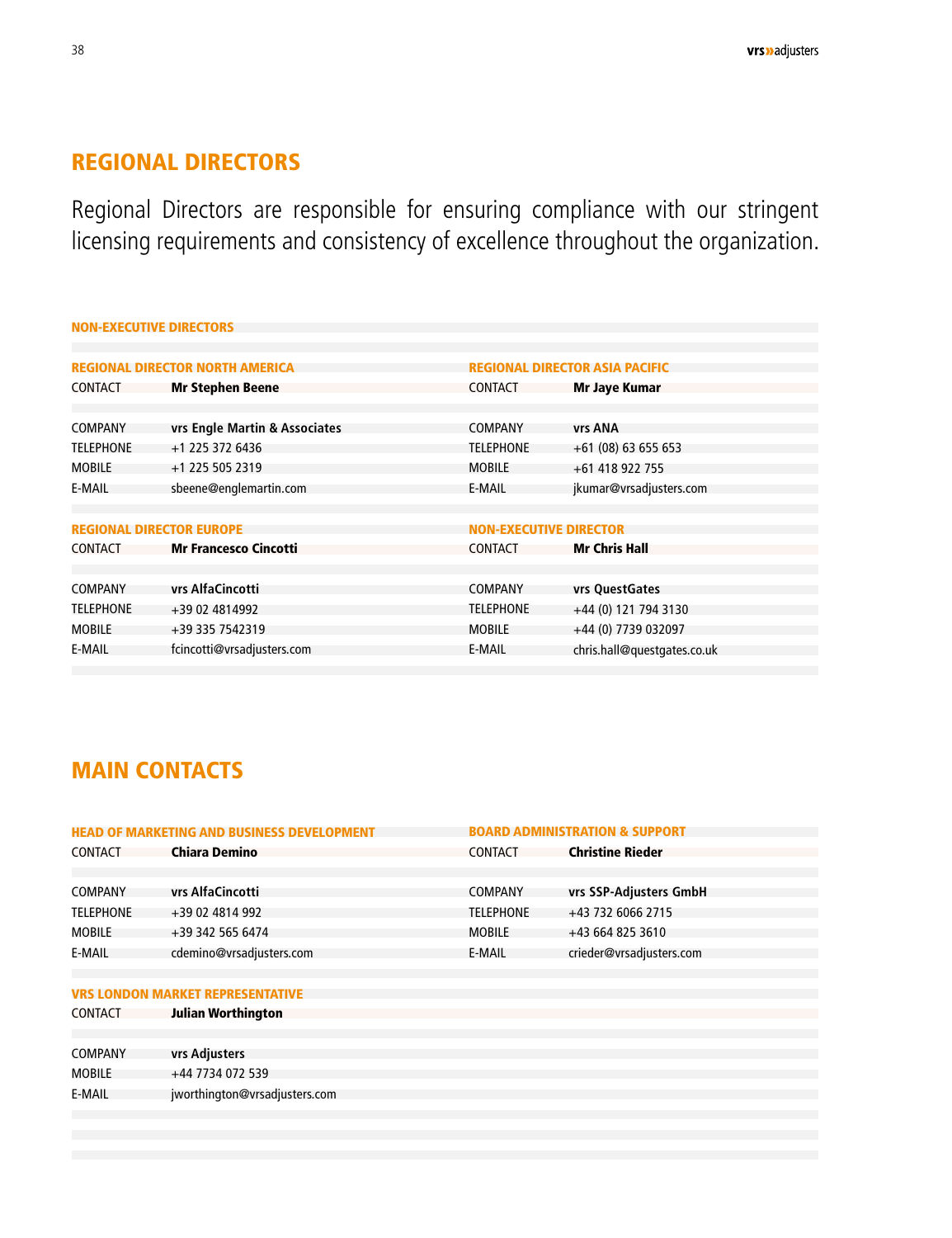## REGIONAL DIRECTORS

Regional Directors are responsible for ensuring compliance with our stringent licensing requirements and consistency of excellence throughout the organization.

### NON-EXECUTIVE DIRECTORS

#### REGIONAL DIRECTOR NORTH AMERICA

| | |
|---|---|
| CONTACT | **Mr Stephen Beene** |
| COMPANY | **vrs Engle Martin & Associates** |
| TELEPHONE | +1 225 372 6436 |
| MOBILE | +1 225 505 2319 |
| E-MAIL | sbeene@englemartin.com |

#### REGIONAL DIRECTOR ASIA PACIFIC

| | |
|---|---|
| CONTACT | **Mr Jaye Kumar** |
| COMPANY | **vrs ANA** |
| TELEPHONE | +61 (08) 63 655 653 |
| MOBILE | +61 418 922 755 |
| E-MAIL | jkumar@vrsadjusters.com |

#### REGIONAL DIRECTOR EUROPE

| | |
|---|---|
| CONTACT | **Mr Francesco Cincotti** |
| COMPANY | **vrs AlfaCincotti** |
| TELEPHONE | +39 02 4814992 |
| MOBILE | +39 335 7542319 |
| E-MAIL | fcincotti@vrsadjusters.com |

#### NON-EXECUTIVE DIRECTOR

| | |
|---|---|
| CONTACT | **Mr Chris Hall** |
| COMPANY | **vrs QuestGates** |
| TELEPHONE | +44 (0) 121 794 3130 |
| MOBILE | +44 (0) 7739 032097 |
| E-MAIL | chris.hall@questgates.co.uk |

## MAIN CONTACTS

#### HEAD OF MARKETING AND BUSINESS DEVELOPMENT

| | |
|---|---|
| CONTACT | **Chiara Demino** |
| COMPANY | **vrs AlfaCincotti** |
| TELEPHONE | +39 02 4814 992 |
| MOBILE | +39 342 565 6474 |
| E-MAIL | cdemino@vrsadjusters.com |

#### BOARD ADMINISTRATION & SUPPORT

| | |
|---|---|
| CONTACT | **Christine Rieder** |
| COMPANY | **vrs SSP-Adjusters GmbH** |
| TELEPHONE | +43 732 6066 2715 |
| MOBILE | +43 664 825 3610 |
| E-MAIL | crieder@vrsadjusters.com |

#### VRS LONDON MARKET REPRESENTATIVE

| | |
|---|---|
| CONTACT | **Julian Worthington** |
| COMPANY | **vrs Adjusters** |
| MOBILE | +44 7734 072 539 |
| E-MAIL | jworthington@vrsadjusters.com |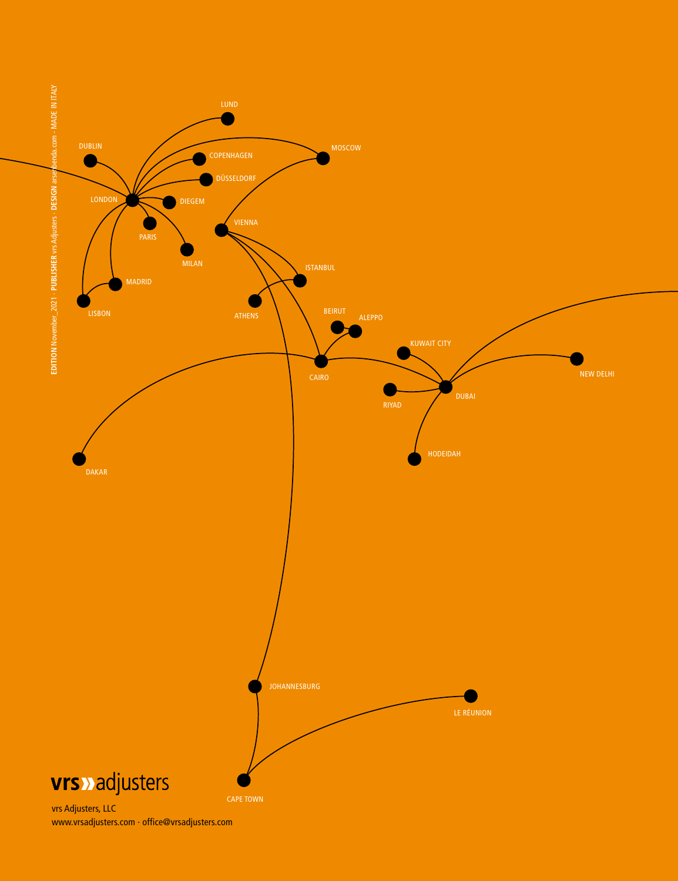LUND

DUBLIN

COPENHAGEN

MOSCOW

DÜSSELDORF

LONDON

DIEGEM

PARIS

VIENNA

MILAN

ISTANBUL

MADRID

LISBON

ATHENS

BEIRUT

ALEPPO

KUWAIT CITY

CAIRO

NEW DELHI

RIYAD

DUBAI

HODEIDAH

DAKAR

JOHANNESBURG

LE RÉUNION

CAPE TOWN

**EDITION** November_2021 · **PUBLISHER** vrs Adjusters · **DESIGN** arsenbenda.com · MADE IN ITALY

**vrs» adjusters**

vrs Adjusters, LLC

www.vrsadjusters.com · office@vrsadjusters.com